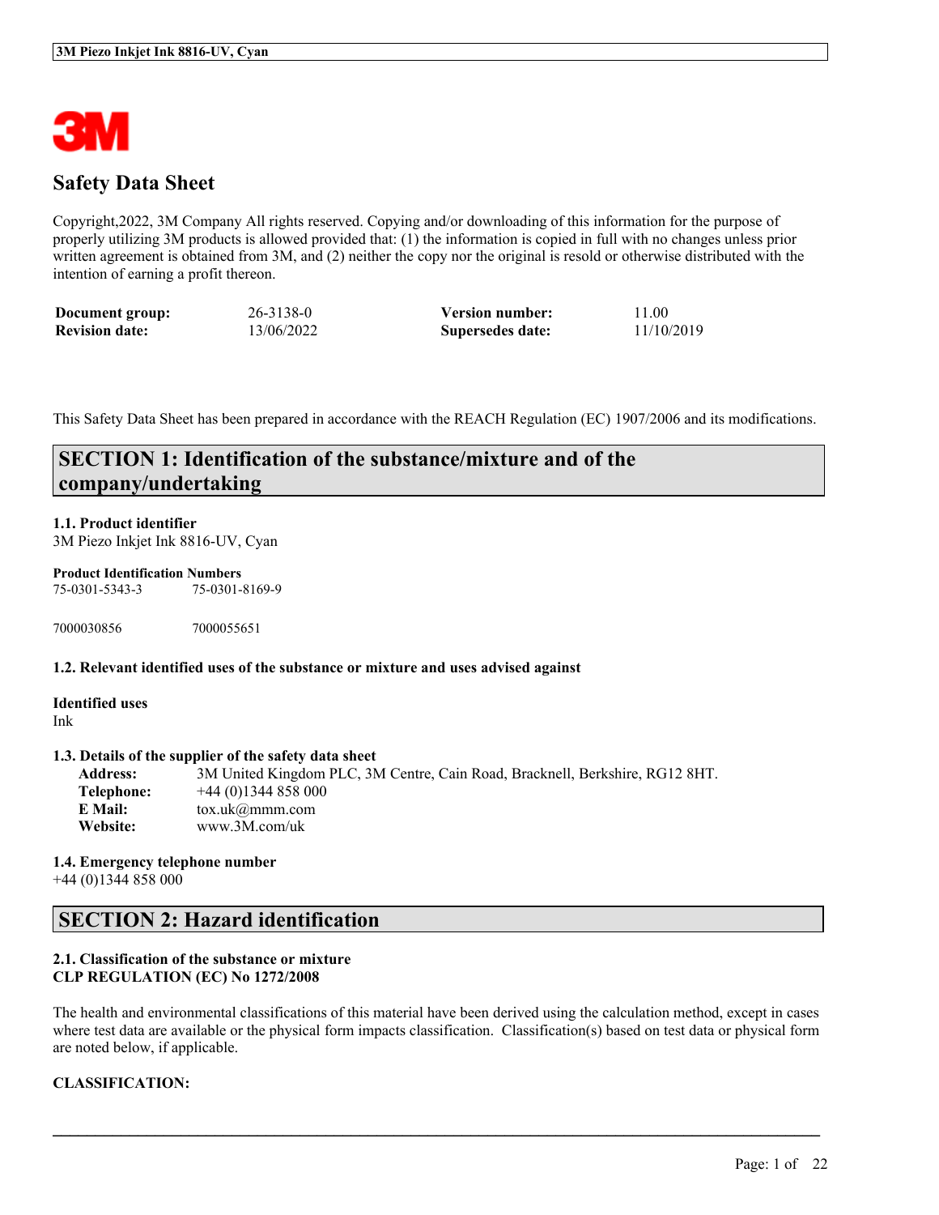# Safety Data Sheet

Copyright,2022, 3M Company All rights reserved. Copying and/or downloading of this information for the purpose of properly utilizing 3M products is allowed provided that: (1) the information is copied in full with no changes unless prior written agreement is obtained from 3M, and (2) neither the copy nor the original is resold or otherwise distributed with the intention of earning a profit thereon.

| | | | |
|---|---|---|---|
| **Document group:** | 26-3138-0 | **Version number:** | 11.00 |
| **Revision date:** | 13/06/2022 | **Supersedes date:** | 11/10/2019 |

This Safety Data Sheet has been prepared in accordance with the REACH Regulation (EC) 1907/2006 and its modifications.

## SECTION 1: Identification of the substance/mixture and of the company/undertaking

**1.1. Product identifier**
3M Piezo Inkjet Ink 8816-UV, Cyan

**Product Identification Numbers**
75-0301-5343-3    75-0301-8169-9

7000030856    7000055651

**1.2. Relevant identified uses of the substance or mixture and uses advised against**

**Identified uses**
Ink

**1.3. Details of the supplier of the safety data sheet**

**Address:** 3M United Kingdom PLC, 3M Centre, Cain Road, Bracknell, Berkshire, RG12 8HT.
**Telephone:** +44 (0)1344 858 000
**E Mail:** tox.uk@mmm.com
**Website:** www.3M.com/uk

**1.4. Emergency telephone number**
+44 (0)1344 858 000

## SECTION 2: Hazard identification

**2.1. Classification of the substance or mixture**
**CLP REGULATION (EC) No 1272/2008**

The health and environmental classifications of this material have been derived using the calculation method, except in cases where test data are available or the physical form impacts classification. Classification(s) based on test data or physical form are noted below, if applicable.

**CLASSIFICATION:**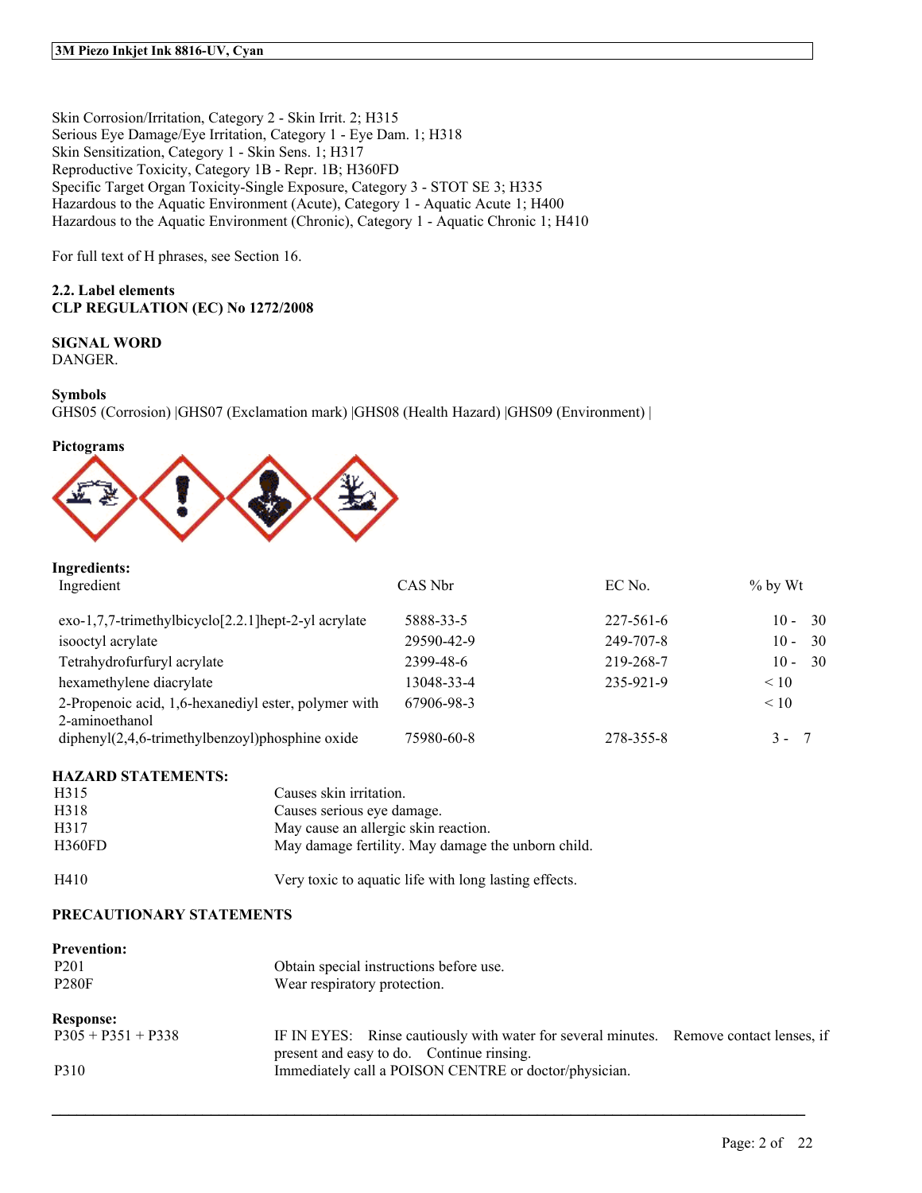Skin Corrosion/Irritation, Category 2 - Skin Irrit. 2; H315
Serious Eye Damage/Eye Irritation, Category 1 - Eye Dam. 1; H318
Skin Sensitization, Category 1 - Skin Sens. 1; H317
Reproductive Toxicity, Category 1B - Repr. 1B; H360FD
Specific Target Organ Toxicity-Single Exposure, Category 3 - STOT SE 3; H335
Hazardous to the Aquatic Environment (Acute), Category 1 - Aquatic Acute 1; H400
Hazardous to the Aquatic Environment (Chronic), Category 1 - Aquatic Chronic 1; H410

For full text of H phrases, see Section 16.

**2.2. Label elements**
**CLP REGULATION (EC) No 1272/2008**

**SIGNAL WORD**
DANGER.

**Symbols**
GHS05 (Corrosion) |GHS07 (Exclamation mark) |GHS08 (Health Hazard) |GHS09 (Environment) |

**Pictograms**

**Ingredients:**

| Ingredient | CAS Nbr | EC No. | % by Wt |
|---|---|---|---|
| exo-1,7,7-trimethylbicyclo[2.2.1]hept-2-yl acrylate | 5888-33-5 | 227-561-6 | 10 - 30 |
| isooctyl acrylate | 29590-42-9 | 249-707-8 | 10 - 30 |
| Tetrahydrofurfuryl acrylate | 2399-48-6 | 219-268-7 | 10 - 30 |
| hexamethylene diacrylate | 13048-33-4 | 235-921-9 | < 10 |
| 2-Propenoic acid, 1,6-hexanediyl ester, polymer with 2-aminoethanol | 67906-98-3 | | < 10 |
| diphenyl(2,4,6-trimethylbenzoyl)phosphine oxide | 75980-60-8 | 278-355-8 | 3 - 7 |

**HAZARD STATEMENTS:**

| | |
|---|---|
| H315 | Causes skin irritation. |
| H318 | Causes serious eye damage. |
| H317 | May cause an allergic skin reaction. |
| H360FD | May damage fertility. May damage the unborn child. |
| H410 | Very toxic to aquatic life with long lasting effects. |

**PRECAUTIONARY STATEMENTS**

**Prevention:**

| | |
|---|---|
| P201 | Obtain special instructions before use. |
| P280F | Wear respiratory protection. |

**Response:**

| | |
|---|---|
| P305 + P351 + P338 | IF IN EYES: Rinse cautiously with water for several minutes. Remove contact lenses, if present and easy to do. Continue rinsing. |
| P310 | Immediately call a POISON CENTRE or doctor/physician. |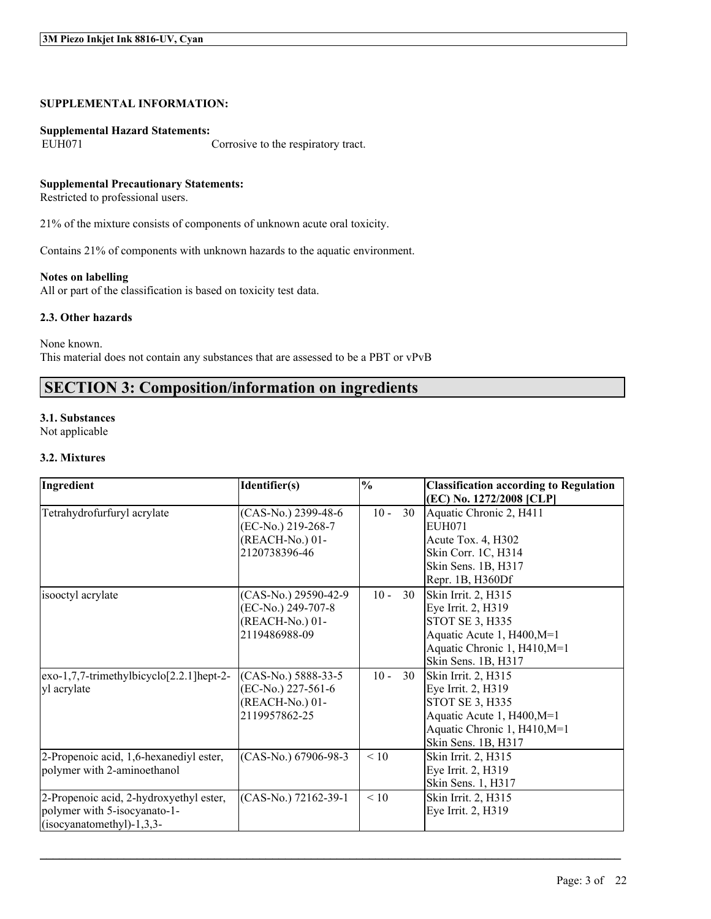**SUPPLEMENTAL INFORMATION:**

**Supplemental Hazard Statements:**

EUH071 Corrosive to the respiratory tract.

**Supplemental Precautionary Statements:**

Restricted to professional users.

21% of the mixture consists of components of unknown acute oral toxicity.

Contains 21% of components with unknown hazards to the aquatic environment.

**Notes on labelling**

All or part of the classification is based on toxicity test data.

### 2.3. Other hazards

None known.
This material does not contain any substances that are assessed to be a PBT or vPvB

## SECTION 3: Composition/information on ingredients

### 3.1. Substances

Not applicable

### 3.2. Mixtures

| Ingredient | Identifier(s) | % | Classification according to Regulation (EC) No. 1272/2008 [CLP] |
|---|---|---|---|
| Tetrahydrofurfuryl acrylate | (CAS-No.) 2399-48-6<br>(EC-No.) 219-268-7<br>(REACH-No.) 01-2120738396-46 | 10 - 30 | Aquatic Chronic 2, H411<br>EUH071<br>Acute Tox. 4, H302<br>Skin Corr. 1C, H314<br>Skin Sens. 1B, H317<br>Repr. 1B, H360Df |
| isooctyl acrylate | (CAS-No.) 29590-42-9<br>(EC-No.) 249-707-8<br>(REACH-No.) 01-2119486988-09 | 10 - 30 | Skin Irrit. 2, H315<br>Eye Irrit. 2, H319<br>STOT SE 3, H335<br>Aquatic Acute 1, H400,M=1<br>Aquatic Chronic 1, H410,M=1<br>Skin Sens. 1B, H317 |
| exo-1,7,7-trimethylbicyclo[2.2.1]hept-2-yl acrylate | (CAS-No.) 5888-33-5<br>(EC-No.) 227-561-6<br>(REACH-No.) 01-2119957862-25 | 10 - 30 | Skin Irrit. 2, H315<br>Eye Irrit. 2, H319<br>STOT SE 3, H335<br>Aquatic Acute 1, H400,M=1<br>Aquatic Chronic 1, H410,M=1<br>Skin Sens. 1B, H317 |
| 2-Propenoic acid, 1,6-hexanediyl ester, polymer with 2-aminoethanol | (CAS-No.) 67906-98-3 | < 10 | Skin Irrit. 2, H315<br>Eye Irrit. 2, H319<br>Skin Sens. 1, H317 |
| 2-Propenoic acid, 2-hydroxyethyl ester, polymer with 5-isocyanato-1-(isocyanatomethyl)-1,3,3- | (CAS-No.) 72162-39-1 | < 10 | Skin Irrit. 2, H315<br>Eye Irrit. 2, H319 |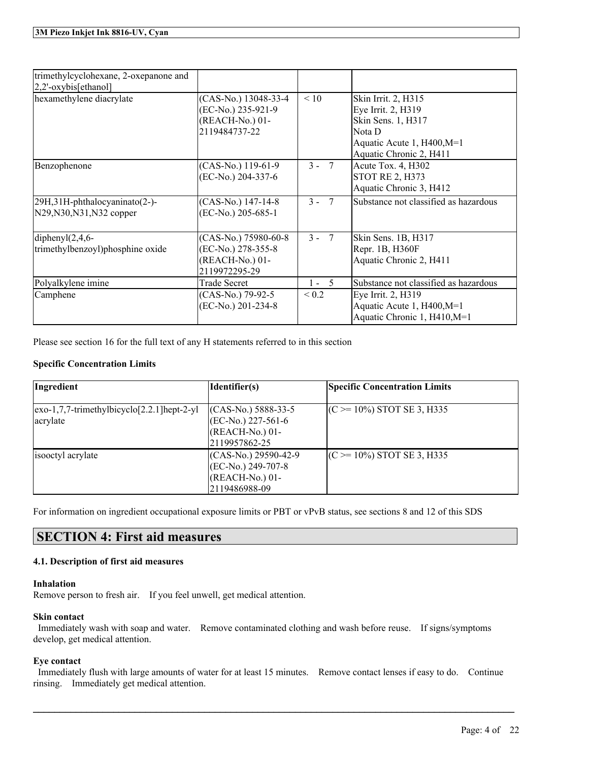| | | | |
|---|---|---|---|
| trimethylcyclohexane, 2-oxepanone and 2,2'-oxybis[ethanol] | | | |
| hexamethylene diacrylate | (CAS-No.) 13048-33-4<br>(EC-No.) 235-921-9<br>(REACH-No.) 01-2119484737-22 | < 10 | Skin Irrit. 2, H315<br>Eye Irrit. 2, H319<br>Skin Sens. 1, H317<br>Nota D<br>Aquatic Acute 1, H400,M=1<br>Aquatic Chronic 2, H411 |
| Benzophenone | (CAS-No.) 119-61-9<br>(EC-No.) 204-337-6 | 3 - 7 | Acute Tox. 4, H302<br>STOT RE 2, H373<br>Aquatic Chronic 3, H412 |
| 29H,31H-phthalocyaninato(2-)-N29,N30,N31,N32 copper | (CAS-No.) 147-14-8<br>(EC-No.) 205-685-1 | 3 - 7 | Substance not classified as hazardous |
| diphenyl(2,4,6-trimethylbenzoyl)phosphine oxide | (CAS-No.) 75980-60-8<br>(EC-No.) 278-355-8<br>(REACH-No.) 01-2119972295-29 | 3 - 7 | Skin Sens. 1B, H317<br>Repr. 1B, H360F<br>Aquatic Chronic 2, H411 |
| Polyalkylene imine | Trade Secret | 1 - 5 | Substance not classified as hazardous |
| Camphene | (CAS-No.) 79-92-5<br>(EC-No.) 201-234-8 | < 0.2 | Eye Irrit. 2, H319<br>Aquatic Acute 1, H400,M=1<br>Aquatic Chronic 1, H410,M=1 |

Please see section 16 for the full text of any H statements referred to in this section

**Specific Concentration Limits**

| Ingredient | Identifier(s) | Specific Concentration Limits |
|---|---|---|
| exo-1,7,7-trimethylbicyclo[2.2.1]hept-2-yl acrylate | (CAS-No.) 5888-33-5<br>(EC-No.) 227-561-6<br>(REACH-No.) 01-2119957862-25 | (C >= 10%) STOT SE 3, H335 |
| isooctyl acrylate | (CAS-No.) 29590-42-9<br>(EC-No.) 249-707-8<br>(REACH-No.) 01-2119486988-09 | (C >= 10%) STOT SE 3, H335 |

For information on ingredient occupational exposure limits or PBT or vPvB status, see sections 8 and 12 of this SDS

## SECTION 4: First aid measures

### 4.1. Description of first aid measures

**Inhalation**

Remove person to fresh air. If you feel unwell, get medical attention.

**Skin contact**

Immediately wash with soap and water. Remove contaminated clothing and wash before reuse. If signs/symptoms develop, get medical attention.

**Eye contact**

Immediately flush with large amounts of water for at least 15 minutes. Remove contact lenses if easy to do. Continue rinsing. Immediately get medical attention.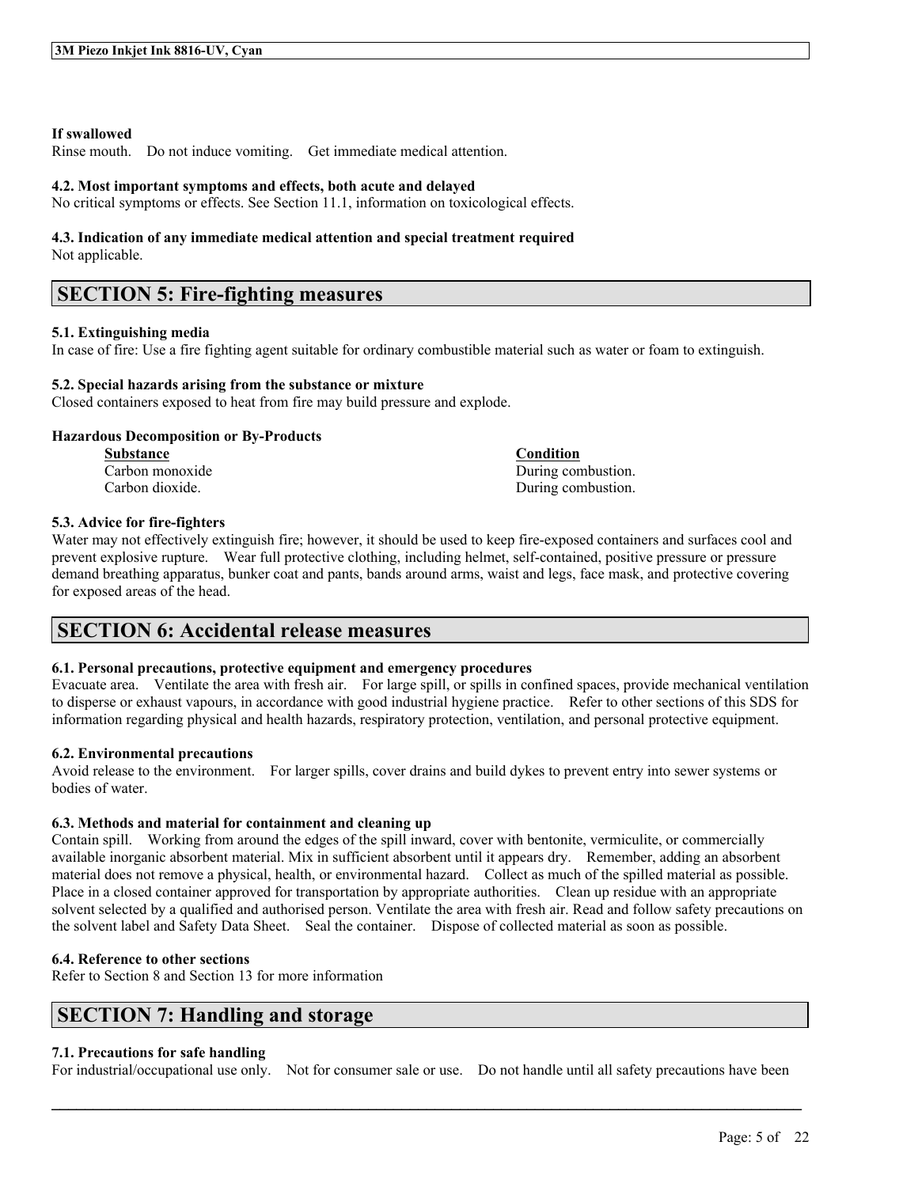**If swallowed**

Rinse mouth. Do not induce vomiting. Get immediate medical attention.

**4.2. Most important symptoms and effects, both acute and delayed**

No critical symptoms or effects. See Section 11.1, information on toxicological effects.

**4.3. Indication of any immediate medical attention and special treatment required**

Not applicable.

## SECTION 5: Fire-fighting measures

**5.1. Extinguishing media**

In case of fire: Use a fire fighting agent suitable for ordinary combustible material such as water or foam to extinguish.

**5.2. Special hazards arising from the substance or mixture**

Closed containers exposed to heat from fire may build pressure and explode.

**Hazardous Decomposition or By-Products**

| Substance | Condition |
| --- | --- |
| Carbon monoxide | During combustion. |
| Carbon dioxide. | During combustion. |

**5.3. Advice for fire-fighters**

Water may not effectively extinguish fire; however, it should be used to keep fire-exposed containers and surfaces cool and prevent explosive rupture. Wear full protective clothing, including helmet, self-contained, positive pressure or pressure demand breathing apparatus, bunker coat and pants, bands around arms, waist and legs, face mask, and protective covering for exposed areas of the head.

## SECTION 6: Accidental release measures

**6.1. Personal precautions, protective equipment and emergency procedures**

Evacuate area. Ventilate the area with fresh air. For large spill, or spills in confined spaces, provide mechanical ventilation to disperse or exhaust vapours, in accordance with good industrial hygiene practice. Refer to other sections of this SDS for information regarding physical and health hazards, respiratory protection, ventilation, and personal protective equipment.

**6.2. Environmental precautions**

Avoid release to the environment. For larger spills, cover drains and build dykes to prevent entry into sewer systems or bodies of water.

**6.3. Methods and material for containment and cleaning up**

Contain spill. Working from around the edges of the spill inward, cover with bentonite, vermiculite, or commercially available inorganic absorbent material. Mix in sufficient absorbent until it appears dry. Remember, adding an absorbent material does not remove a physical, health, or environmental hazard. Collect as much of the spilled material as possible. Place in a closed container approved for transportation by appropriate authorities. Clean up residue with an appropriate solvent selected by a qualified and authorised person. Ventilate the area with fresh air. Read and follow safety precautions on the solvent label and Safety Data Sheet. Seal the container. Dispose of collected material as soon as possible.

**6.4. Reference to other sections**

Refer to Section 8 and Section 13 for more information

## SECTION 7: Handling and storage

**7.1. Precautions for safe handling**

For industrial/occupational use only. Not for consumer sale or use. Do not handle until all safety precautions have been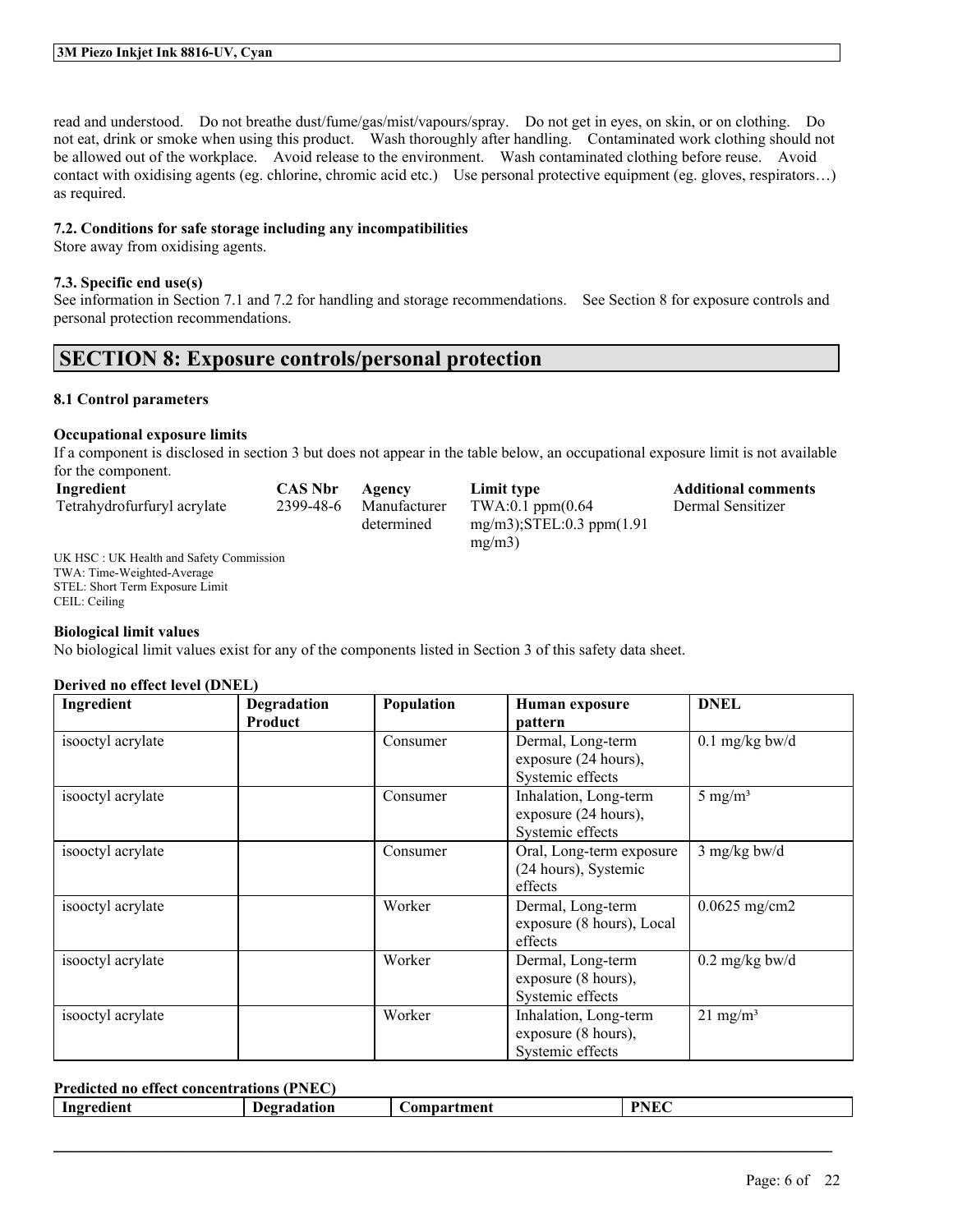read and understood. Do not breathe dust/fume/gas/mist/vapours/spray. Do not get in eyes, on skin, or on clothing. Do not eat, drink or smoke when using this product. Wash thoroughly after handling. Contaminated work clothing should not be allowed out of the workplace. Avoid release to the environment. Wash contaminated clothing before reuse. Avoid contact with oxidising agents (eg. chlorine, chromic acid etc.) Use personal protective equipment (eg. gloves, respirators…) as required.

### 7.2. Conditions for safe storage including any incompatibilities

Store away from oxidising agents.

### 7.3. Specific end use(s)

See information in Section 7.1 and 7.2 for handling and storage recommendations. See Section 8 for exposure controls and personal protection recommendations.

## SECTION 8: Exposure controls/personal protection

### 8.1 Control parameters

**Occupational exposure limits**

If a component is disclosed in section 3 but does not appear in the table below, an occupational exposure limit is not available for the component.

| Ingredient | CAS Nbr | Agency | Limit type | Additional comments |
|---|---|---|---|---|
| Tetrahydrofurfuryl acrylate | 2399-48-6 | Manufacturer determined | TWA:0.1 ppm(0.64 mg/m3);STEL:0.3 ppm(1.91 mg/m3) | Dermal Sensitizer |

UK HSC : UK Health and Safety Commission
TWA: Time-Weighted-Average
STEL: Short Term Exposure Limit
CEIL: Ceiling

**Biological limit values**

No biological limit values exist for any of the components listed in Section 3 of this safety data sheet.

**Derived no effect level (DNEL)**

| Ingredient | Degradation Product | Population | Human exposure pattern | DNEL |
|---|---|---|---|---|
| isooctyl acrylate | | Consumer | Dermal, Long-term exposure (24 hours), Systemic effects | 0.1 mg/kg bw/d |
| isooctyl acrylate | | Consumer | Inhalation, Long-term exposure (24 hours), Systemic effects | 5 mg/m³ |
| isooctyl acrylate | | Consumer | Oral, Long-term exposure (24 hours), Systemic effects | 3 mg/kg bw/d |
| isooctyl acrylate | | Worker | Dermal, Long-term exposure (8 hours), Local effects | 0.0625 mg/cm2 |
| isooctyl acrylate | | Worker | Dermal, Long-term exposure (8 hours), Systemic effects | 0.2 mg/kg bw/d |
| isooctyl acrylate | | Worker | Inhalation, Long-term exposure (8 hours), Systemic effects | 21 mg/m³ |

**Predicted no effect concentrations (PNEC)**

| Ingredient | Degradation | Compartment | PNEC |
|---|---|---|---|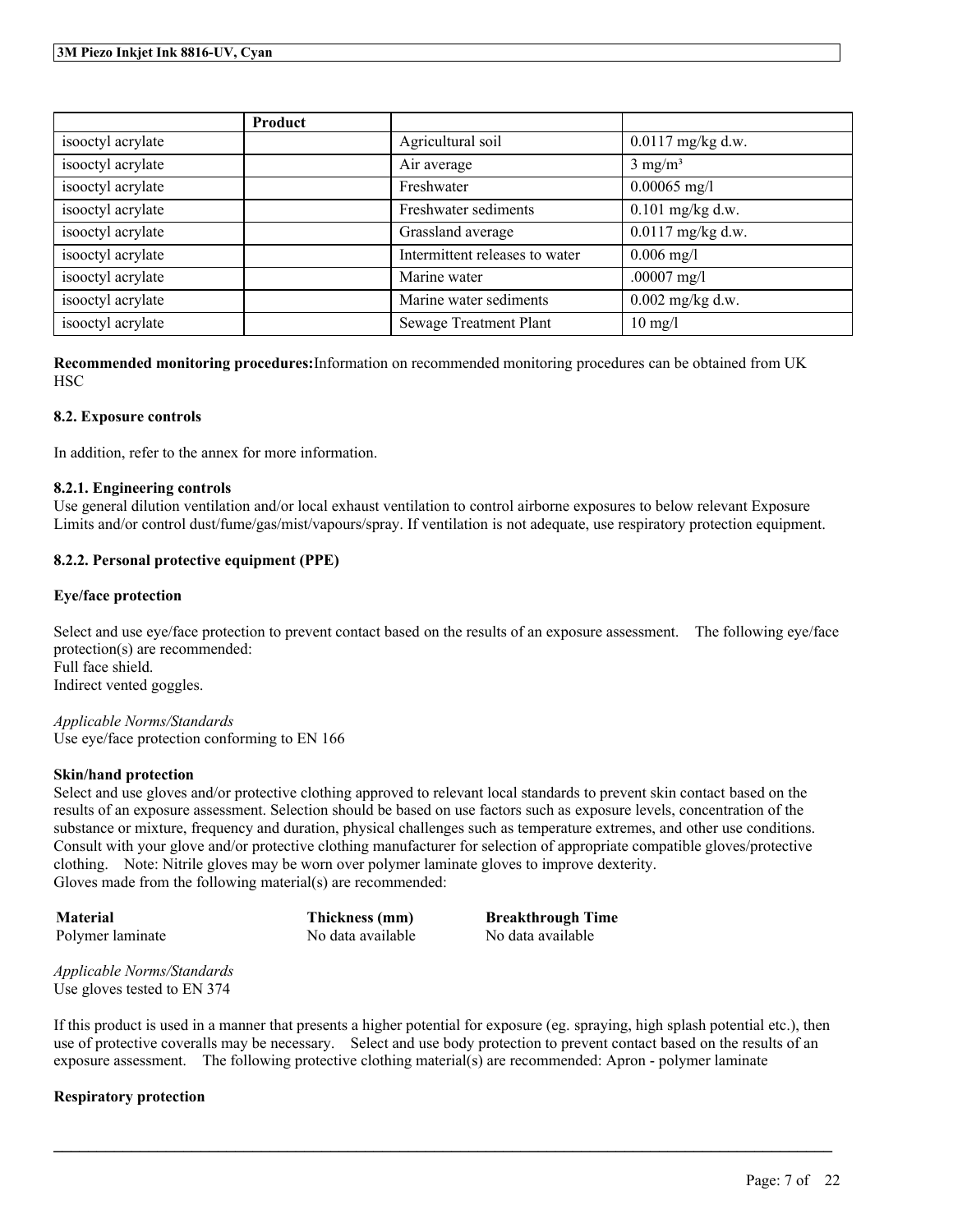| | Product | | |
|---|---|---|---|
| isooctyl acrylate | | Agricultural soil | 0.0117 mg/kg d.w. |
| isooctyl acrylate | | Air average | 3 mg/m³ |
| isooctyl acrylate | | Freshwater | 0.00065 mg/l |
| isooctyl acrylate | | Freshwater sediments | 0.101 mg/kg d.w. |
| isooctyl acrylate | | Grassland average | 0.0117 mg/kg d.w. |
| isooctyl acrylate | | Intermittent releases to water | 0.006 mg/l |
| isooctyl acrylate | | Marine water | .00007 mg/l |
| isooctyl acrylate | | Marine water sediments | 0.002 mg/kg d.w. |
| isooctyl acrylate | | Sewage Treatment Plant | 10 mg/l |

**Recommended monitoring procedures:**Information on recommended monitoring procedures can be obtained from UK HSC

### 8.2. Exposure controls

In addition, refer to the annex for more information.

#### 8.2.1. Engineering controls

Use general dilution ventilation and/or local exhaust ventilation to control airborne exposures to below relevant Exposure Limits and/or control dust/fume/gas/mist/vapours/spray. If ventilation is not adequate, use respiratory protection equipment.

#### 8.2.2. Personal protective equipment (PPE)

**Eye/face protection**

Select and use eye/face protection to prevent contact based on the results of an exposure assessment. The following eye/face protection(s) are recommended:
Full face shield.
Indirect vented goggles.

*Applicable Norms/Standards*
Use eye/face protection conforming to EN 166

**Skin/hand protection**

Select and use gloves and/or protective clothing approved to relevant local standards to prevent skin contact based on the results of an exposure assessment. Selection should be based on use factors such as exposure levels, concentration of the substance or mixture, frequency and duration, physical challenges such as temperature extremes, and other use conditions. Consult with your glove and/or protective clothing manufacturer for selection of appropriate compatible gloves/protective clothing. Note: Nitrile gloves may be worn over polymer laminate gloves to improve dexterity.
Gloves made from the following material(s) are recommended:

| Material | Thickness (mm) | Breakthrough Time |
|---|---|---|
| Polymer laminate | No data available | No data available |

*Applicable Norms/Standards*
Use gloves tested to EN 374

If this product is used in a manner that presents a higher potential for exposure (eg. spraying, high splash potential etc.), then use of protective coveralls may be necessary. Select and use body protection to prevent contact based on the results of an exposure assessment. The following protective clothing material(s) are recommended: Apron - polymer laminate

**Respiratory protection**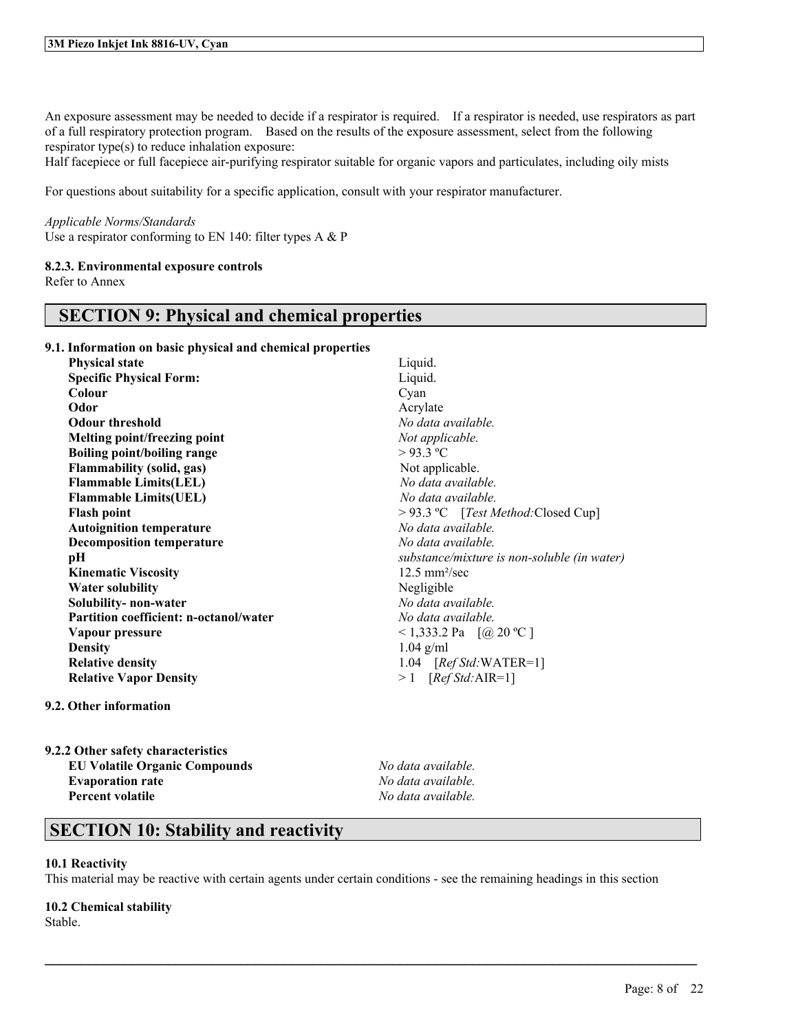An exposure assessment may be needed to decide if a respirator is required. If a respirator is needed, use respirators as part of a full respiratory protection program. Based on the results of the exposure assessment, select from the following respirator type(s) to reduce inhalation exposure:
Half facepiece or full facepiece air-purifying respirator suitable for organic vapors and particulates, including oily mists

For questions about suitability for a specific application, consult with your respirator manufacturer.

*Applicable Norms/Standards*
Use a respirator conforming to EN 140: filter types A & P

**8.2.3. Environmental exposure controls**
Refer to Annex

## SECTION 9: Physical and chemical properties

**9.1. Information on basic physical and chemical properties**

| | |
|---|---|
| **Physical state** | Liquid. |
| **Specific Physical Form:** | Liquid. |
| **Colour** | Cyan |
| **Odor** | Acrylate |
| **Odour threshold** | *No data available.* |
| **Melting point/freezing point** | *Not applicable.* |
| **Boiling point/boiling range** | > 93.3 ºC |
| **Flammability (solid, gas)** | Not applicable. |
| **Flammable Limits(LEL)** | *No data available.* |
| **Flammable Limits(UEL)** | *No data available.* |
| **Flash point** | > 93.3 ºC [*Test Method:*Closed Cup] |
| **Autoignition temperature** | *No data available.* |
| **Decomposition temperature** | *No data available.* |
| **pH** | *substance/mixture is non-soluble (in water)* |
| **Kinematic Viscosity** | 12.5 mm²/sec |
| **Water solubility** | Negligible |
| **Solubility- non-water** | *No data available.* |
| **Partition coefficient: n-octanol/water** | *No data available.* |
| **Vapour pressure** | < 1,333.2 Pa [@ 20 ºC ] |
| **Density** | 1.04 g/ml |
| **Relative density** | 1.04 [*Ref Std:*WATER=1] |
| **Relative Vapor Density** | > 1 [*Ref Std:*AIR=1] |

**9.2. Other information**

**9.2.2 Other safety characteristics**

| | |
|---|---|
| **EU Volatile Organic Compounds** | *No data available.* |
| **Evaporation rate** | *No data available.* |
| **Percent volatile** | *No data available.* |

## SECTION 10: Stability and reactivity

**10.1 Reactivity**
This material may be reactive with certain agents under certain conditions - see the remaining headings in this section

**10.2 Chemical stability**
Stable.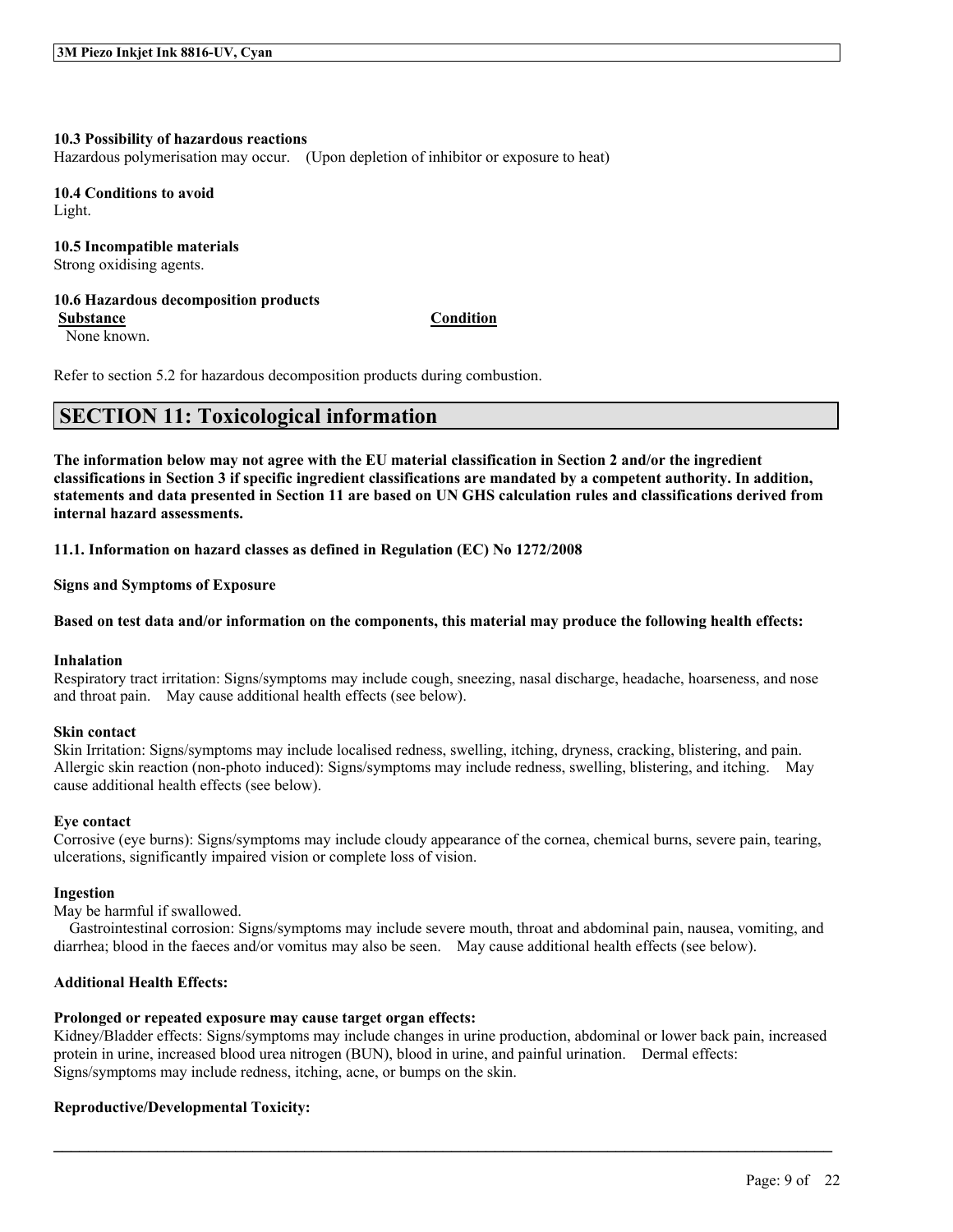### 10.3 Possibility of hazardous reactions

Hazardous polymerisation may occur. (Upon depletion of inhibitor or exposure to heat)

### 10.4 Conditions to avoid

Light.

### 10.5 Incompatible materials

Strong oxidising agents.

### 10.6 Hazardous decomposition products

| Substance | Condition |
| --- | --- |
| None known. | |

Refer to section 5.2 for hazardous decomposition products during combustion.

## SECTION 11: Toxicological information

**The information below may not agree with the EU material classification in Section 2 and/or the ingredient classifications in Section 3 if specific ingredient classifications are mandated by a competent authority. In addition, statements and data presented in Section 11 are based on UN GHS calculation rules and classifications derived from internal hazard assessments.**

### 11.1. Information on hazard classes as defined in Regulation (EC) No 1272/2008

**Signs and Symptoms of Exposure**

**Based on test data and/or information on the components, this material may produce the following health effects:**

**Inhalation**

Respiratory tract irritation: Signs/symptoms may include cough, sneezing, nasal discharge, headache, hoarseness, and nose and throat pain. May cause additional health effects (see below).

**Skin contact**

Skin Irritation: Signs/symptoms may include localised redness, swelling, itching, dryness, cracking, blistering, and pain. Allergic skin reaction (non-photo induced): Signs/symptoms may include redness, swelling, blistering, and itching. May cause additional health effects (see below).

**Eye contact**

Corrosive (eye burns): Signs/symptoms may include cloudy appearance of the cornea, chemical burns, severe pain, tearing, ulcerations, significantly impaired vision or complete loss of vision.

**Ingestion**

May be harmful if swallowed.

Gastrointestinal corrosion: Signs/symptoms may include severe mouth, throat and abdominal pain, nausea, vomiting, and diarrhea; blood in the faeces and/or vomitus may also be seen. May cause additional health effects (see below).

**Additional Health Effects:**

**Prolonged or repeated exposure may cause target organ effects:**

Kidney/Bladder effects: Signs/symptoms may include changes in urine production, abdominal or lower back pain, increased protein in urine, increased blood urea nitrogen (BUN), blood in urine, and painful urination. Dermal effects: Signs/symptoms may include redness, itching, acne, or bumps on the skin.

**Reproductive/Developmental Toxicity:**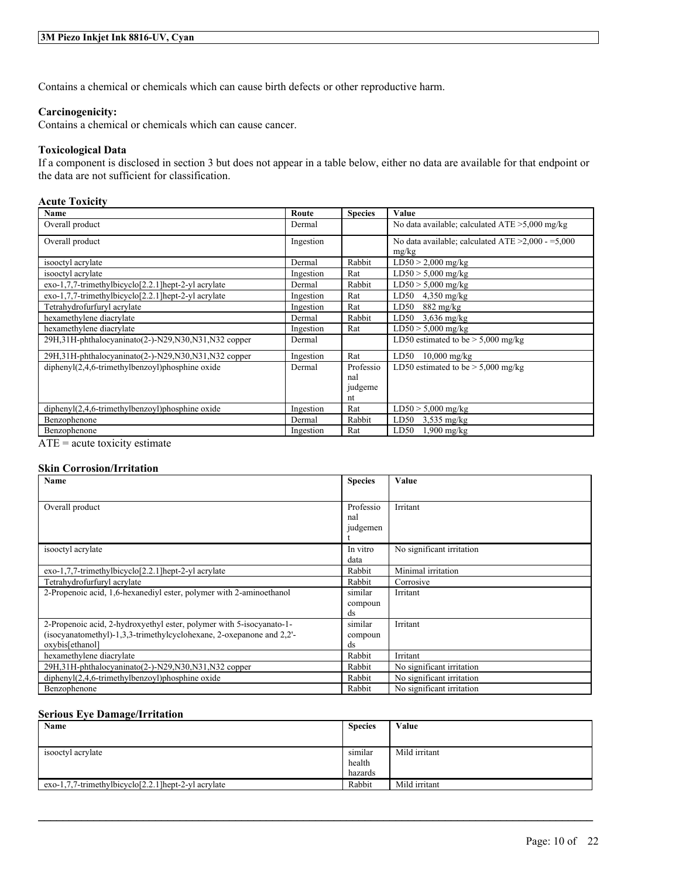Contains a chemical or chemicals which can cause birth defects or other reproductive harm.

**Carcinogenicity:**
Contains a chemical or chemicals which can cause cancer.

### Toxicological Data

If a component is disclosed in section 3 but does not appear in a table below, either no data are available for that endpoint or the data are not sufficient for classification.

#### Acute Toxicity

| Name | Route | Species | Value |
|---|---|---|---|
| Overall product | Dermal | | No data available; calculated ATE >5,000 mg/kg |
| Overall product | Ingestion | | No data available; calculated ATE >2,000 - =5,000 mg/kg |
| isooctyl acrylate | Dermal | Rabbit | LD50 > 2,000 mg/kg |
| isooctyl acrylate | Ingestion | Rat | LD50 > 5,000 mg/kg |
| exo-1,7,7-trimethylbicyclo[2.2.1]hept-2-yl acrylate | Dermal | Rabbit | LD50 > 5,000 mg/kg |
| exo-1,7,7-trimethylbicyclo[2.2.1]hept-2-yl acrylate | Ingestion | Rat | LD50 4,350 mg/kg |
| Tetrahydrofurfuryl acrylate | Ingestion | Rat | LD50 882 mg/kg |
| hexamethylene diacrylate | Dermal | Rabbit | LD50 3,636 mg/kg |
| hexamethylene diacrylate | Ingestion | Rat | LD50 > 5,000 mg/kg |
| 29H,31H-phthalocyaninato(2-)-N29,N30,N31,N32 copper | Dermal | | LD50 estimated to be > 5,000 mg/kg |
| 29H,31H-phthalocyaninato(2-)-N29,N30,N31,N32 copper | Ingestion | Rat | LD50 10,000 mg/kg |
| diphenyl(2,4,6-trimethylbenzoyl)phosphine oxide | Dermal | Professional judgement | LD50 estimated to be > 5,000 mg/kg |
| diphenyl(2,4,6-trimethylbenzoyl)phosphine oxide | Ingestion | Rat | LD50 > 5,000 mg/kg |
| Benzophenone | Dermal | Rabbit | LD50 3,535 mg/kg |
| Benzophenone | Ingestion | Rat | LD50 1,900 mg/kg |

ATE = acute toxicity estimate

#### Skin Corrosion/Irritation

| Name | Species | Value |
|---|---|---|
| Overall product | Professional judgement | Irritant |
| isooctyl acrylate | In vitro data | No significant irritation |
| exo-1,7,7-trimethylbicyclo[2.2.1]hept-2-yl acrylate | Rabbit | Minimal irritation |
| Tetrahydrofurfuryl acrylate | Rabbit | Corrosive |
| 2-Propenoic acid, 1,6-hexanediyl ester, polymer with 2-aminoethanol | similar compounds | Irritant |
| 2-Propenoic acid, 2-hydroxyethyl ester, polymer with 5-isocyanato-1-(isocyanatomethyl)-1,3,3-trimethylcyclohexane, 2-oxepanone and 2,2'-oxybis[ethanol] | similar compounds | Irritant |
| hexamethylene diacrylate | Rabbit | Irritant |
| 29H,31H-phthalocyaninato(2-)-N29,N30,N31,N32 copper | Rabbit | No significant irritation |
| diphenyl(2,4,6-trimethylbenzoyl)phosphine oxide | Rabbit | No significant irritation |
| Benzophenone | Rabbit | No significant irritation |

#### Serious Eye Damage/Irritation

| Name | Species | Value |
|---|---|---|
| isooctyl acrylate | similar health hazards | Mild irritant |
| exo-1,7,7-trimethylbicyclo[2.2.1]hept-2-yl acrylate | Rabbit | Mild irritant |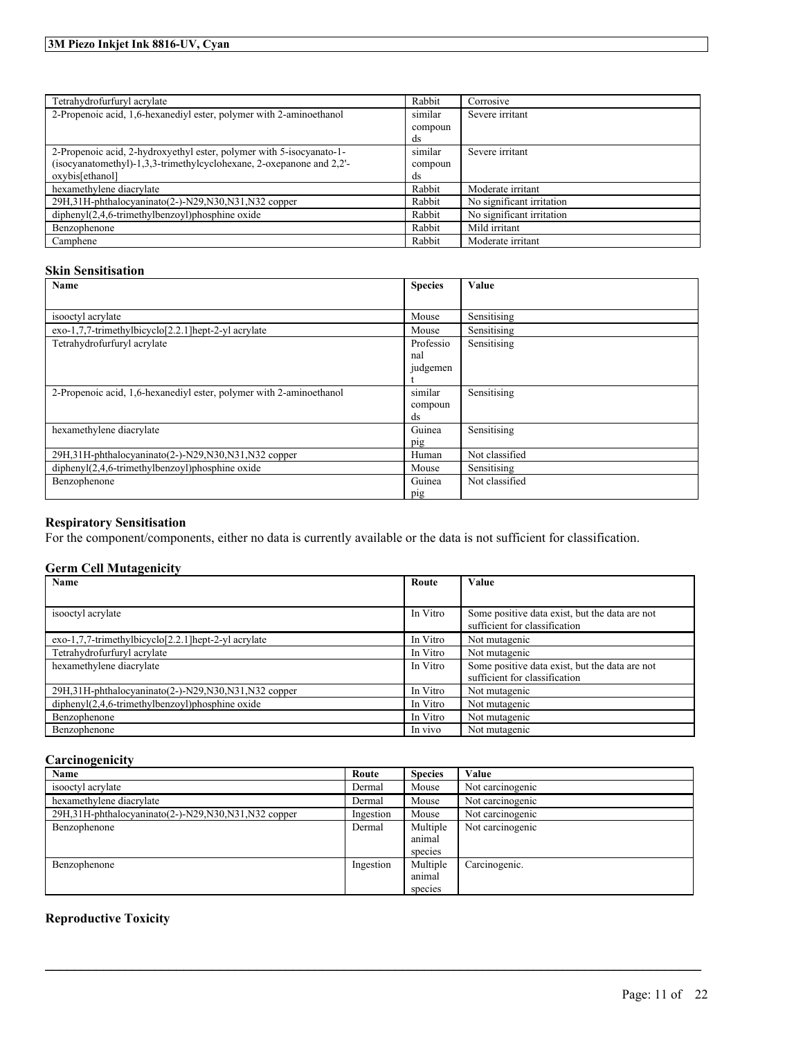| | | |
|---|---|---|
| Tetrahydrofurfuryl acrylate | Rabbit | Corrosive |
| 2-Propenoic acid, 1,6-hexanediyl ester, polymer with 2-aminoethanol | similar compounds | Severe irritant |
| 2-Propenoic acid, 2-hydroxyethyl ester, polymer with 5-isocyanato-1-(isocyanatomethyl)-1,3,3-trimethylcyclohexane, 2-oxepanone and 2,2'-oxybis[ethanol] | similar compounds | Severe irritant |
| hexamethylene diacrylate | Rabbit | Moderate irritant |
| 29H,31H-phthalocyaninato(2-)-N29,N30,N31,N32 copper | Rabbit | No significant irritation |
| diphenyl(2,4,6-trimethylbenzoyl)phosphine oxide | Rabbit | No significant irritation |
| Benzophenone | Rabbit | Mild irritant |
| Camphene | Rabbit | Moderate irritant |

### Skin Sensitisation

| Name | Species | Value |
|---|---|---|
| isooctyl acrylate | Mouse | Sensitising |
| exo-1,7,7-trimethylbicyclo[2.2.1]hept-2-yl acrylate | Mouse | Sensitising |
| Tetrahydrofurfuryl acrylate | Professional judgement | Sensitising |
| 2-Propenoic acid, 1,6-hexanediyl ester, polymer with 2-aminoethanol | similar compounds | Sensitising |
| hexamethylene diacrylate | Guinea pig | Sensitising |
| 29H,31H-phthalocyaninato(2-)-N29,N30,N31,N32 copper | Human | Not classified |
| diphenyl(2,4,6-trimethylbenzoyl)phosphine oxide | Mouse | Sensitising |
| Benzophenone | Guinea pig | Not classified |

### Respiratory Sensitisation

For the component/components, either no data is currently available or the data is not sufficient for classification.

### Germ Cell Mutagenicity

| Name | Route | Value |
|---|---|---|
| isooctyl acrylate | In Vitro | Some positive data exist, but the data are not sufficient for classification |
| exo-1,7,7-trimethylbicyclo[2.2.1]hept-2-yl acrylate | In Vitro | Not mutagenic |
| Tetrahydrofurfuryl acrylate | In Vitro | Not mutagenic |
| hexamethylene diacrylate | In Vitro | Some positive data exist, but the data are not sufficient for classification |
| 29H,31H-phthalocyaninato(2-)-N29,N30,N31,N32 copper | In Vitro | Not mutagenic |
| diphenyl(2,4,6-trimethylbenzoyl)phosphine oxide | In Vitro | Not mutagenic |
| Benzophenone | In Vitro | Not mutagenic |
| Benzophenone | In vivo | Not mutagenic |

### Carcinogenicity

| Name | Route | Species | Value |
|---|---|---|---|
| isooctyl acrylate | Dermal | Mouse | Not carcinogenic |
| hexamethylene diacrylate | Dermal | Mouse | Not carcinogenic |
| 29H,31H-phthalocyaninato(2-)-N29,N30,N31,N32 copper | Ingestion | Mouse | Not carcinogenic |
| Benzophenone | Dermal | Multiple animal species | Not carcinogenic |
| Benzophenone | Ingestion | Multiple animal species | Carcinogenic. |

### Reproductive Toxicity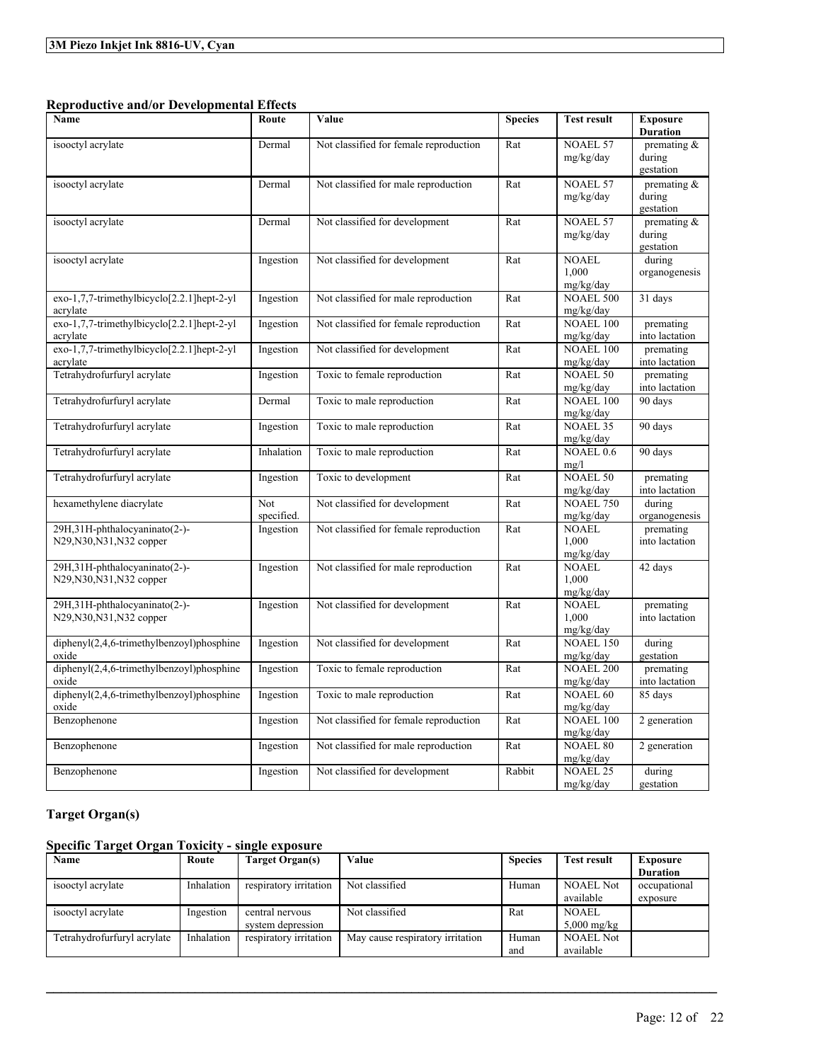### Reproductive and/or Developmental Effects

| Name | Route | Value | Species | Test result | Exposure Duration |
| --- | --- | --- | --- | --- | --- |
| isooctyl acrylate | Dermal | Not classified for female reproduction | Rat | NOAEL 57 mg/kg/day | premating & during gestation |
| isooctyl acrylate | Dermal | Not classified for male reproduction | Rat | NOAEL 57 mg/kg/day | premating & during gestation |
| isooctyl acrylate | Dermal | Not classified for development | Rat | NOAEL 57 mg/kg/day | premating & during gestation |
| isooctyl acrylate | Ingestion | Not classified for development | Rat | NOAEL 1,000 mg/kg/day | during organogenesis |
| exo-1,7,7-trimethylbicyclo[2.2.1]hept-2-yl acrylate | Ingestion | Not classified for male reproduction | Rat | NOAEL 500 mg/kg/day | 31 days |
| exo-1,7,7-trimethylbicyclo[2.2.1]hept-2-yl acrylate | Ingestion | Not classified for female reproduction | Rat | NOAEL 100 mg/kg/day | premating into lactation |
| exo-1,7,7-trimethylbicyclo[2.2.1]hept-2-yl acrylate | Ingestion | Not classified for development | Rat | NOAEL 100 mg/kg/day | premating into lactation |
| Tetrahydrofurfuryl acrylate | Ingestion | Toxic to female reproduction | Rat | NOAEL 50 mg/kg/day | premating into lactation |
| Tetrahydrofurfuryl acrylate | Dermal | Toxic to male reproduction | Rat | NOAEL 100 mg/kg/day | 90 days |
| Tetrahydrofurfuryl acrylate | Ingestion | Toxic to male reproduction | Rat | NOAEL 35 mg/kg/day | 90 days |
| Tetrahydrofurfuryl acrylate | Inhalation | Toxic to male reproduction | Rat | NOAEL 0.6 mg/l | 90 days |
| Tetrahydrofurfuryl acrylate | Ingestion | Toxic to development | Rat | NOAEL 50 mg/kg/day | premating into lactation |
| hexamethylene diacrylate | Not specified. | Not classified for development | Rat | NOAEL 750 mg/kg/day | during organogenesis |
| 29H,31H-phthalocyaninato(2-)-N29,N30,N31,N32 copper | Ingestion | Not classified for female reproduction | Rat | NOAEL 1,000 mg/kg/day | premating into lactation |
| 29H,31H-phthalocyaninato(2-)-N29,N30,N31,N32 copper | Ingestion | Not classified for male reproduction | Rat | NOAEL 1,000 mg/kg/day | 42 days |
| 29H,31H-phthalocyaninato(2-)-N29,N30,N31,N32 copper | Ingestion | Not classified for development | Rat | NOAEL 1,000 mg/kg/day | premating into lactation |
| diphenyl(2,4,6-trimethylbenzoyl)phosphine oxide | Ingestion | Not classified for development | Rat | NOAEL 150 mg/kg/day | during gestation |
| diphenyl(2,4,6-trimethylbenzoyl)phosphine oxide | Ingestion | Toxic to female reproduction | Rat | NOAEL 200 mg/kg/day | premating into lactation |
| diphenyl(2,4,6-trimethylbenzoyl)phosphine oxide | Ingestion | Toxic to male reproduction | Rat | NOAEL 60 mg/kg/day | 85 days |
| Benzophenone | Ingestion | Not classified for female reproduction | Rat | NOAEL 100 mg/kg/day | 2 generation |
| Benzophenone | Ingestion | Not classified for male reproduction | Rat | NOAEL 80 mg/kg/day | 2 generation |
| Benzophenone | Ingestion | Not classified for development | Rabbit | NOAEL 25 mg/kg/day | during gestation |

### Target Organ(s)

### Specific Target Organ Toxicity - single exposure

| Name | Route | Target Organ(s) | Value | Species | Test result | Exposure Duration |
| --- | --- | --- | --- | --- | --- | --- |
| isooctyl acrylate | Inhalation | respiratory irritation | Not classified | Human | NOAEL Not available | occupational exposure |
| isooctyl acrylate | Ingestion | central nervous system depression | Not classified | Rat | NOAEL 5,000 mg/kg | |
| Tetrahydrofurfuryl acrylate | Inhalation | respiratory irritation | May cause respiratory irritation | Human and | NOAEL Not available | |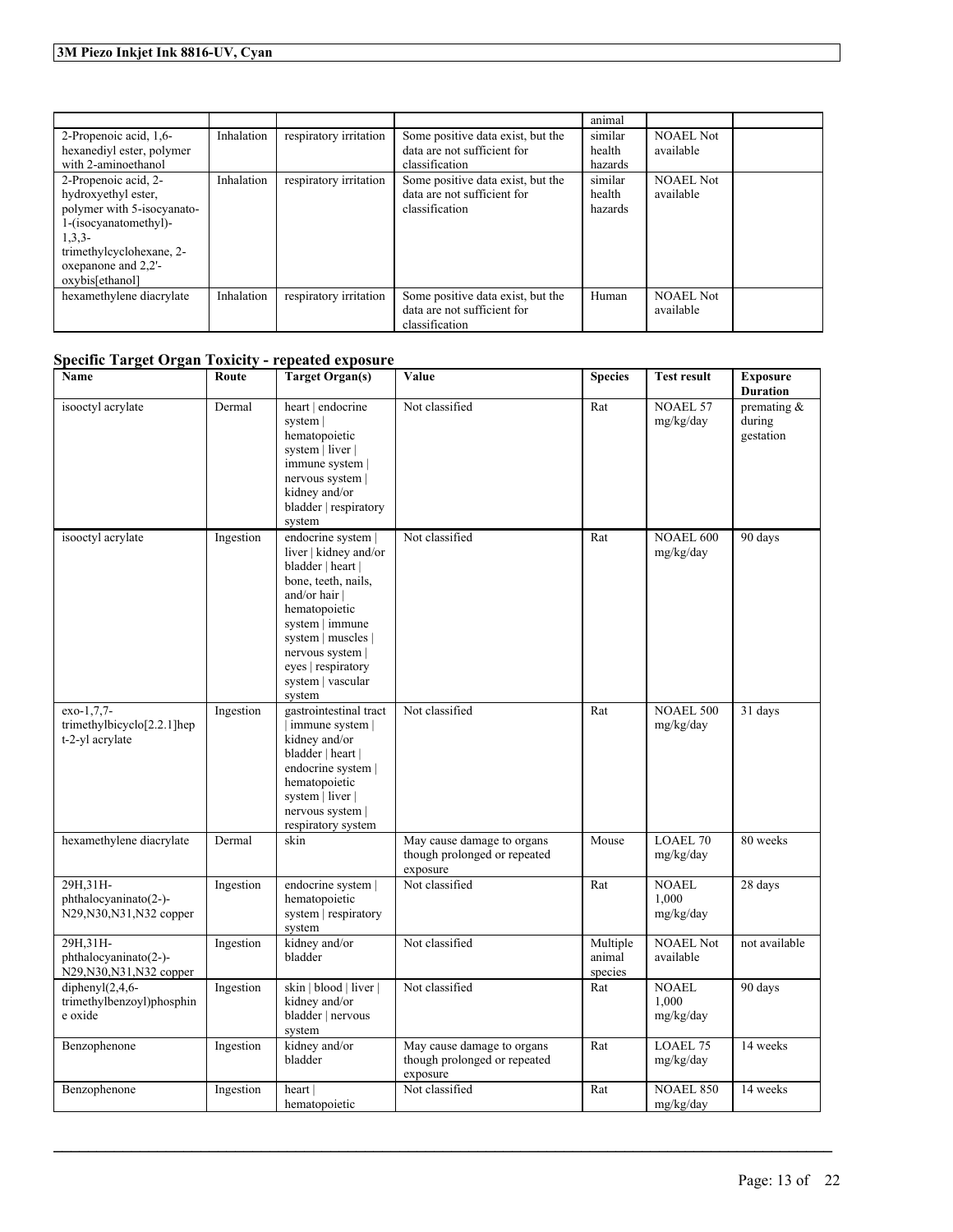| | | | | animal | | |
|---|---|---|---|---|---|---|
| 2-Propenoic acid, 1,6-hexanediyl ester, polymer with 2-aminoethanol | Inhalation | respiratory irritation | Some positive data exist, but the data are not sufficient for classification | similar health hazards | NOAEL Not available | |
| 2-Propenoic acid, 2-hydroxyethyl ester, polymer with 5-isocyanato-1-(isocyanatomethyl)-1,3,3-trimethylcyclohexane, 2-oxepanone and 2,2'-oxybis[ethanol] | Inhalation | respiratory irritation | Some positive data exist, but the data are not sufficient for classification | similar health hazards | NOAEL Not available | |
| hexamethylene diacrylate | Inhalation | respiratory irritation | Some positive data exist, but the data are not sufficient for classification | Human | NOAEL Not available | |

## Specific Target Organ Toxicity - repeated exposure

| Name | Route | Target Organ(s) | Value | Species | Test result | Exposure Duration |
|---|---|---|---|---|---|---|
| isooctyl acrylate | Dermal | heart \| endocrine system \| hematopoietic system \| liver \| immune system \| nervous system \| kidney and/or bladder \| respiratory system | Not classified | Rat | NOAEL 57 mg/kg/day | premating & during gestation |
| isooctyl acrylate | Ingestion | endocrine system \| liver \| kidney and/or bladder \| heart \| bone, teeth, nails, and/or hair \| hematopoietic system \| immune system \| muscles \| nervous system \| eyes \| respiratory system \| vascular system | Not classified | Rat | NOAEL 600 mg/kg/day | 90 days |
| exo-1,7,7-trimethylbicyclo[2.2.1]hept-2-yl acrylate | Ingestion | gastrointestinal tract \| immune system \| kidney and/or bladder \| heart \| endocrine system \| hematopoietic system \| liver \| nervous system \| respiratory system | Not classified | Rat | NOAEL 500 mg/kg/day | 31 days |
| hexamethylene diacrylate | Dermal | skin | May cause damage to organs though prolonged or repeated exposure | Mouse | LOAEL 70 mg/kg/day | 80 weeks |
| 29H,31H-phthalocyaninato(2-)-N29,N30,N31,N32 copper | Ingestion | endocrine system \| hematopoietic system \| respiratory system | Not classified | Rat | NOAEL 1,000 mg/kg/day | 28 days |
| 29H,31H-phthalocyaninato(2-)-N29,N30,N31,N32 copper | Ingestion | kidney and/or bladder | Not classified | Multiple animal species | NOAEL Not available | not available |
| diphenyl(2,4,6-trimethylbenzoyl)phosphine oxide | Ingestion | skin \| blood \| liver \| kidney and/or bladder \| nervous system | Not classified | Rat | NOAEL 1,000 mg/kg/day | 90 days |
| Benzophenone | Ingestion | kidney and/or bladder | May cause damage to organs though prolonged or repeated exposure | Rat | LOAEL 75 mg/kg/day | 14 weeks |
| Benzophenone | Ingestion | heart \| hematopoietic | Not classified | Rat | NOAEL 850 mg/kg/day | 14 weeks |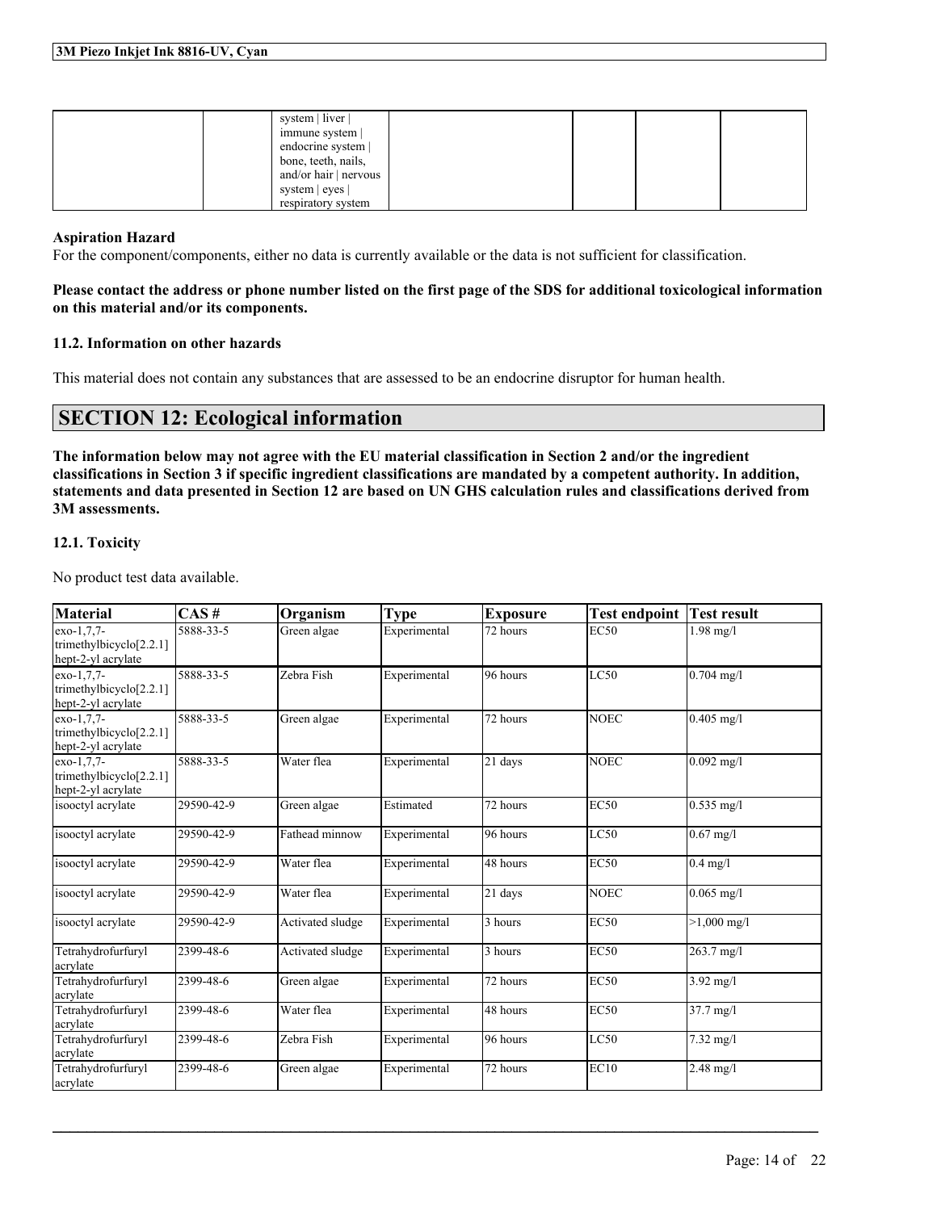|  |  | system | liver | immune system | endocrine system | bone, teeth, nails, and/or hair | nervous system | eyes | respiratory system |  |  |  |  |
|---|---|---|---|---|---|---|

**Aspiration Hazard**

For the component/components, either no data is currently available or the data is not sufficient for classification.

**Please contact the address or phone number listed on the first page of the SDS for additional toxicological information on this material and/or its components.**

### 11.2. Information on other hazards

This material does not contain any substances that are assessed to be an endocrine disruptor for human health.

## SECTION 12: Ecological information

**The information below may not agree with the EU material classification in Section 2 and/or the ingredient classifications in Section 3 if specific ingredient classifications are mandated by a competent authority. In addition, statements and data presented in Section 12 are based on UN GHS calculation rules and classifications derived from 3M assessments.**

### 12.1. Toxicity

No product test data available.

| Material | CAS # | Organism | Type | Exposure | Test endpoint | Test result |
|---|---|---|---|---|---|---|
| exo-1,7,7-trimethylbicyclo[2.2.1]hept-2-yl acrylate | 5888-33-5 | Green algae | Experimental | 72 hours | EC50 | 1.98 mg/l |
| exo-1,7,7-trimethylbicyclo[2.2.1]hept-2-yl acrylate | 5888-33-5 | Zebra Fish | Experimental | 96 hours | LC50 | 0.704 mg/l |
| exo-1,7,7-trimethylbicyclo[2.2.1]hept-2-yl acrylate | 5888-33-5 | Green algae | Experimental | 72 hours | NOEC | 0.405 mg/l |
| exo-1,7,7-trimethylbicyclo[2.2.1]hept-2-yl acrylate | 5888-33-5 | Water flea | Experimental | 21 days | NOEC | 0.092 mg/l |
| isooctyl acrylate | 29590-42-9 | Green algae | Estimated | 72 hours | EC50 | 0.535 mg/l |
| isooctyl acrylate | 29590-42-9 | Fathead minnow | Experimental | 96 hours | LC50 | 0.67 mg/l |
| isooctyl acrylate | 29590-42-9 | Water flea | Experimental | 48 hours | EC50 | 0.4 mg/l |
| isooctyl acrylate | 29590-42-9 | Water flea | Experimental | 21 days | NOEC | 0.065 mg/l |
| isooctyl acrylate | 29590-42-9 | Activated sludge | Experimental | 3 hours | EC50 | >1,000 mg/l |
| Tetrahydrofurfuryl acrylate | 2399-48-6 | Activated sludge | Experimental | 3 hours | EC50 | 263.7 mg/l |
| Tetrahydrofurfuryl acrylate | 2399-48-6 | Green algae | Experimental | 72 hours | EC50 | 3.92 mg/l |
| Tetrahydrofurfuryl acrylate | 2399-48-6 | Water flea | Experimental | 48 hours | EC50 | 37.7 mg/l |
| Tetrahydrofurfuryl acrylate | 2399-48-6 | Zebra Fish | Experimental | 96 hours | LC50 | 7.32 mg/l |
| Tetrahydrofurfuryl acrylate | 2399-48-6 | Green algae | Experimental | 72 hours | EC10 | 2.48 mg/l |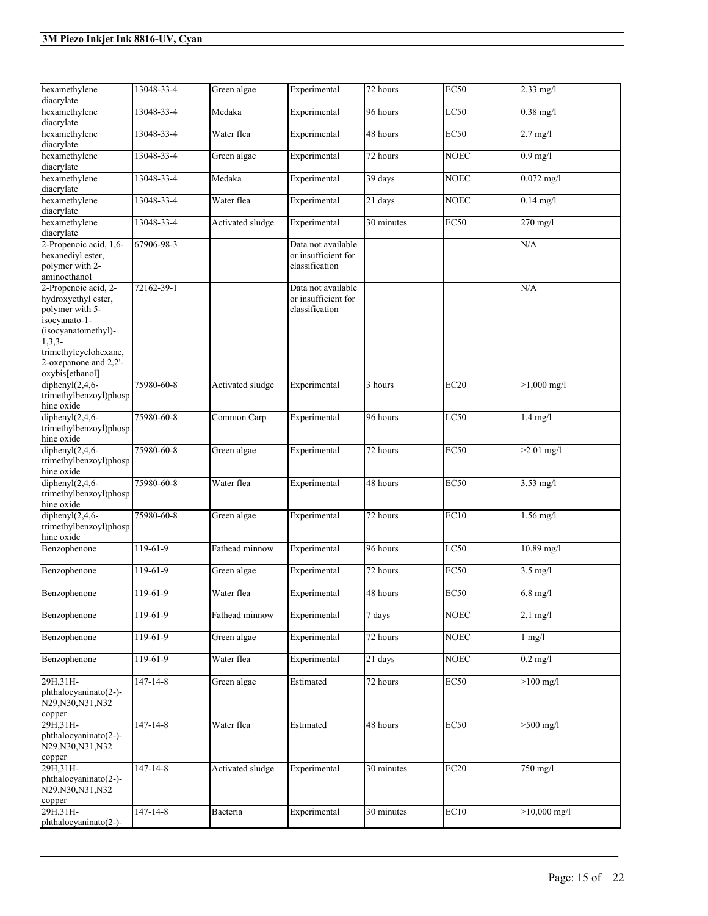| hexamethylene diacrylate | 13048-33-4 | Green algae | Experimental | 72 hours | EC50 | 2.33 mg/l |
|---|---|---|---|---|---|---|
| hexamethylene diacrylate | 13048-33-4 | Medaka | Experimental | 96 hours | LC50 | 0.38 mg/l |
| hexamethylene diacrylate | 13048-33-4 | Water flea | Experimental | 48 hours | EC50 | 2.7 mg/l |
| hexamethylene diacrylate | 13048-33-4 | Green algae | Experimental | 72 hours | NOEC | 0.9 mg/l |
| hexamethylene diacrylate | 13048-33-4 | Medaka | Experimental | 39 days | NOEC | 0.072 mg/l |
| hexamethylene diacrylate | 13048-33-4 | Water flea | Experimental | 21 days | NOEC | 0.14 mg/l |
| hexamethylene diacrylate | 13048-33-4 | Activated sludge | Experimental | 30 minutes | EC50 | 270 mg/l |
| 2-Propenoic acid, 1,6-hexanediyl ester, polymer with 2-aminoethanol | 67906-98-3 | | Data not available or insufficient for classification | | | N/A |
| 2-Propenoic acid, 2-hydroxyethyl ester, polymer with 5-isocyanato-1-(isocyanatomethyl)-1,3,3-trimethylcyclohexane, 2-oxepanone and 2,2'-oxybis[ethanol] | 72162-39-1 | | Data not available or insufficient for classification | | | N/A |
| diphenyl(2,4,6-trimethylbenzoyl)phosphine oxide | 75980-60-8 | Activated sludge | Experimental | 3 hours | EC20 | >1,000 mg/l |
| diphenyl(2,4,6-trimethylbenzoyl)phosphine oxide | 75980-60-8 | Common Carp | Experimental | 96 hours | LC50 | 1.4 mg/l |
| diphenyl(2,4,6-trimethylbenzoyl)phosphine oxide | 75980-60-8 | Green algae | Experimental | 72 hours | EC50 | >2.01 mg/l |
| diphenyl(2,4,6-trimethylbenzoyl)phosphine oxide | 75980-60-8 | Water flea | Experimental | 48 hours | EC50 | 3.53 mg/l |
| diphenyl(2,4,6-trimethylbenzoyl)phosphine oxide | 75980-60-8 | Green algae | Experimental | 72 hours | EC10 | 1.56 mg/l |
| Benzophenone | 119-61-9 | Fathead minnow | Experimental | 96 hours | LC50 | 10.89 mg/l |
| Benzophenone | 119-61-9 | Green algae | Experimental | 72 hours | EC50 | 3.5 mg/l |
| Benzophenone | 119-61-9 | Water flea | Experimental | 48 hours | EC50 | 6.8 mg/l |
| Benzophenone | 119-61-9 | Fathead minnow | Experimental | 7 days | NOEC | 2.1 mg/l |
| Benzophenone | 119-61-9 | Green algae | Experimental | 72 hours | NOEC | 1 mg/l |
| Benzophenone | 119-61-9 | Water flea | Experimental | 21 days | NOEC | 0.2 mg/l |
| 29H,31H-phthalocyaninato(2-)-N29,N30,N31,N32 copper | 147-14-8 | Green algae | Estimated | 72 hours | EC50 | >100 mg/l |
| 29H,31H-phthalocyaninato(2-)-N29,N30,N31,N32 copper | 147-14-8 | Water flea | Estimated | 48 hours | EC50 | >500 mg/l |
| 29H,31H-phthalocyaninato(2-)-N29,N30,N31,N32 copper | 147-14-8 | Activated sludge | Experimental | 30 minutes | EC20 | 750 mg/l |
| 29H,31H-phthalocyaninato(2-)- | 147-14-8 | Bacteria | Experimental | 30 minutes | EC10 | >10,000 mg/l |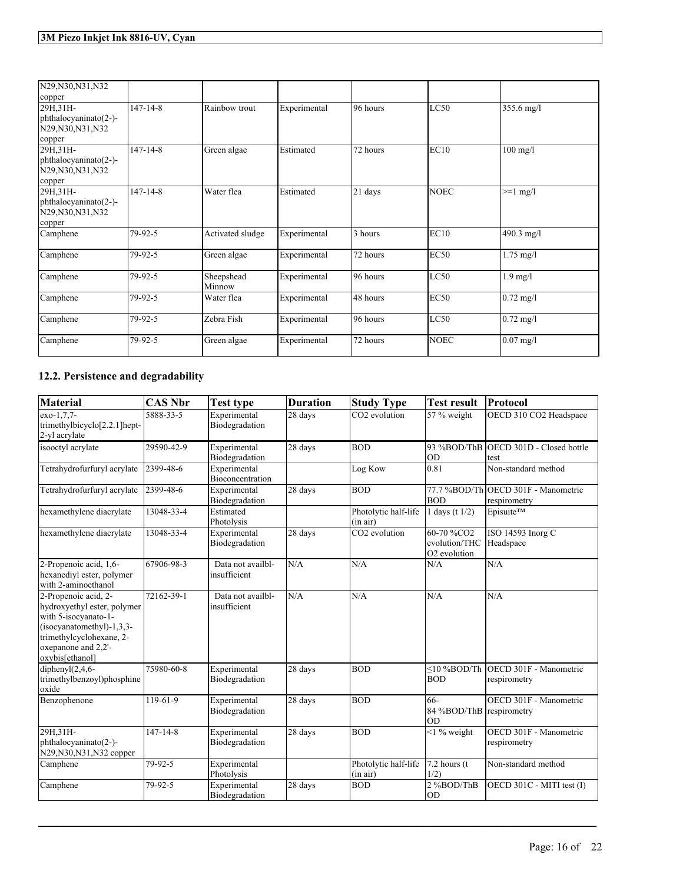| | | | | | | |
|---|---|---|---|---|---|---|
| N29,N30,N31,N32 copper | | | | | | |
| 29H,31H-phthalocyaninato(2-)-N29,N30,N31,N32 copper | 147-14-8 | Rainbow trout | Experimental | 96 hours | LC50 | 355.6 mg/l |
| 29H,31H-phthalocyaninato(2-)-N29,N30,N31,N32 copper | 147-14-8 | Green algae | Estimated | 72 hours | EC10 | 100 mg/l |
| 29H,31H-phthalocyaninato(2-)-N29,N30,N31,N32 copper | 147-14-8 | Water flea | Estimated | 21 days | NOEC | >=1 mg/l |
| Camphene | 79-92-5 | Activated sludge | Experimental | 3 hours | EC10 | 490.3 mg/l |
| Camphene | 79-92-5 | Green algae | Experimental | 72 hours | EC50 | 1.75 mg/l |
| Camphene | 79-92-5 | Sheepshead Minnow | Experimental | 96 hours | LC50 | 1.9 mg/l |
| Camphene | 79-92-5 | Water flea | Experimental | 48 hours | EC50 | 0.72 mg/l |
| Camphene | 79-92-5 | Zebra Fish | Experimental | 96 hours | LC50 | 0.72 mg/l |
| Camphene | 79-92-5 | Green algae | Experimental | 72 hours | NOEC | 0.07 mg/l |

## 12.2. Persistence and degradability

| Material | CAS Nbr | Test type | Duration | Study Type | Test result | Protocol |
|---|---|---|---|---|---|---|
| exo-1,7,7-trimethylbicyclo[2.2.1]hept-2-yl acrylate | 5888-33-5 | Experimental Biodegradation | 28 days | $CO_2$ evolution | 57 % weight | OECD 310 $CO_2$ Headspace |
| isooctyl acrylate | 29590-42-9 | Experimental Biodegradation | 28 days | BOD | 93 %BOD/ThBOD | OECD 301D - Closed bottle test |
| Tetrahydrofurfuryl acrylate | 2399-48-6 | Experimental Bioconcentration | | Log Kow | 0.81 | Non-standard method |
| Tetrahydrofurfuryl acrylate | 2399-48-6 | Experimental Biodegradation | 28 days | BOD | 77.7 %BOD/ThBOD | OECD 301F - Manometric respirometry |
| hexamethylene diacrylate | 13048-33-4 | Estimated Photolysis | | Photolytic half-life (in air) | 1 days (t 1/2) | Episuite™ |
| hexamethylene diacrylate | 13048-33-4 | Experimental Biodegradation | 28 days | $CO_2$ evolution | 60-70 %$CO_2$ evolution/THC $O_2$ evolution | ISO 14593 Inorg C Headspace |
| 2-Propenoic acid, 1,6-hexanediyl ester, polymer with 2-aminoethanol | 67906-98-3 | Data not availbl-insufficient | N/A | N/A | N/A | N/A |
| 2-Propenoic acid, 2-hydroxyethyl ester, polymer with 5-isocyanato-1-(isocyanatomethyl)-1,3,3-trimethylcyclohexane, 2-oxepanone and 2,2'-oxybis[ethanol] | 72162-39-1 | Data not availbl-insufficient | N/A | N/A | N/A | N/A |
| diphenyl(2,4,6-trimethylbenzoyl)phosphine oxide | 75980-60-8 | Experimental Biodegradation | 28 days | BOD | ≤10 %BOD/ThBOD | OECD 301F - Manometric respirometry |
| Benzophenone | 119-61-9 | Experimental Biodegradation | 28 days | BOD | 66-84 %BOD/ThBOD | OECD 301F - Manometric respirometry |
| 29H,31H-phthalocyaninato(2-)-N29,N30,N31,N32 copper | 147-14-8 | Experimental Biodegradation | 28 days | BOD | <1 % weight | OECD 301F - Manometric respirometry |
| Camphene | 79-92-5 | Experimental Photolysis | | Photolytic half-life (in air) | 7.2 hours (t 1/2) | Non-standard method |
| Camphene | 79-92-5 | Experimental Biodegradation | 28 days | BOD | 2 %BOD/ThBOD | OECD 301C - MITI test (I) |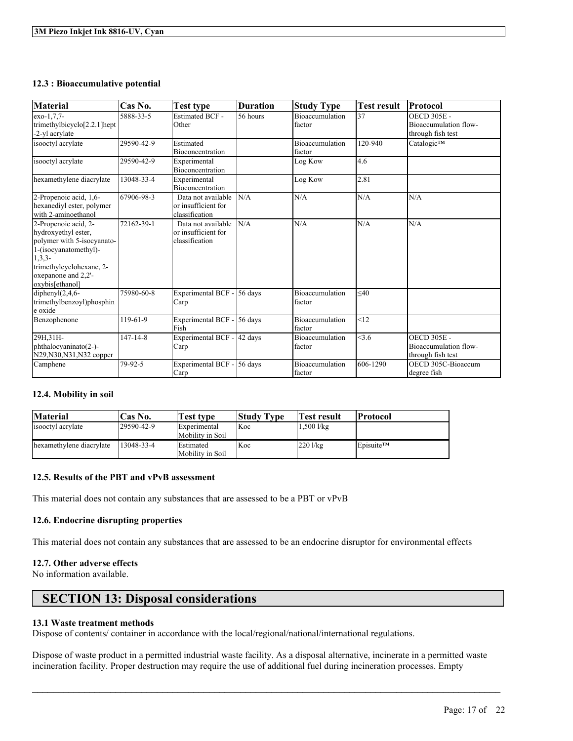### 12.3 : Bioaccumulative potential

| Material | Cas No. | Test type | Duration | Study Type | Test result | Protocol |
|---|---|---|---|---|---|---|
| exo-1,7,7-trimethylbicyclo[2.2.1]hept-2-yl acrylate | 5888-33-5 | Estimated BCF - Other | 56 hours | Bioaccumulation factor | 37 | OECD 305E - Bioaccumulation flow-through fish test |
| isooctyl acrylate | 29590-42-9 | Estimated Bioconcentration | | Bioaccumulation factor | 120-940 | Catalogic™ |
| isooctyl acrylate | 29590-42-9 | Experimental Bioconcentration | | Log Kow | 4.6 | |
| hexamethylene diacrylate | 13048-33-4 | Experimental Bioconcentration | | Log Kow | 2.81 | |
| 2-Propenoic acid, 1,6-hexanediyl ester, polymer with 2-aminoethanol | 67906-98-3 | Data not available or insufficient for classification | N/A | N/A | N/A | N/A |
| 2-Propenoic acid, 2-hydroxyethyl ester, polymer with 5-isocyanato-1-(isocyanatomethyl)-1,3,3-trimethylcyclohexane, 2-oxepanone and 2,2'-oxybis[ethanol] | 72162-39-1 | Data not available or insufficient for classification | N/A | N/A | N/A | N/A |
| diphenyl(2,4,6-trimethylbenzoyl)phosphine oxide | 75980-60-8 | Experimental BCF - Carp | 56 days | Bioaccumulation factor | ≤40 | |
| Benzophenone | 119-61-9 | Experimental BCF - Fish | 56 days | Bioaccumulation factor | <12 | |
| 29H,31H-phthalocyaninato(2-)-N29,N30,N31,N32 copper | 147-14-8 | Experimental BCF - Carp | 42 days | Bioaccumulation factor | <3.6 | OECD 305E - Bioaccumulation flow-through fish test |
| Camphene | 79-92-5 | Experimental BCF - Carp | 56 days | Bioaccumulation factor | 606-1290 | OECD 305C-Bioaccum degree fish |

### 12.4. Mobility in soil

| Material | Cas No. | Test type | Study Type | Test result | Protocol |
|---|---|---|---|---|---|
| isooctyl acrylate | 29590-42-9 | Experimental Mobility in Soil | Koc | 1,500 l/kg | |
| hexamethylene diacrylate | 13048-33-4 | Estimated Mobility in Soil | Koc | 220 l/kg | Episuite™ |

### 12.5. Results of the PBT and vPvB assessment

This material does not contain any substances that are assessed to be a PBT or vPvB

### 12.6. Endocrine disrupting properties

This material does not contain any substances that are assessed to be an endocrine disruptor for environmental effects

### 12.7. Other adverse effects

No information available.

## SECTION 13: Disposal considerations

### 13.1 Waste treatment methods

Dispose of contents/ container in accordance with the local/regional/national/international regulations.

Dispose of waste product in a permitted industrial waste facility. As a disposal alternative, incinerate in a permitted waste incineration facility. Proper destruction may require the use of additional fuel during incineration processes. Empty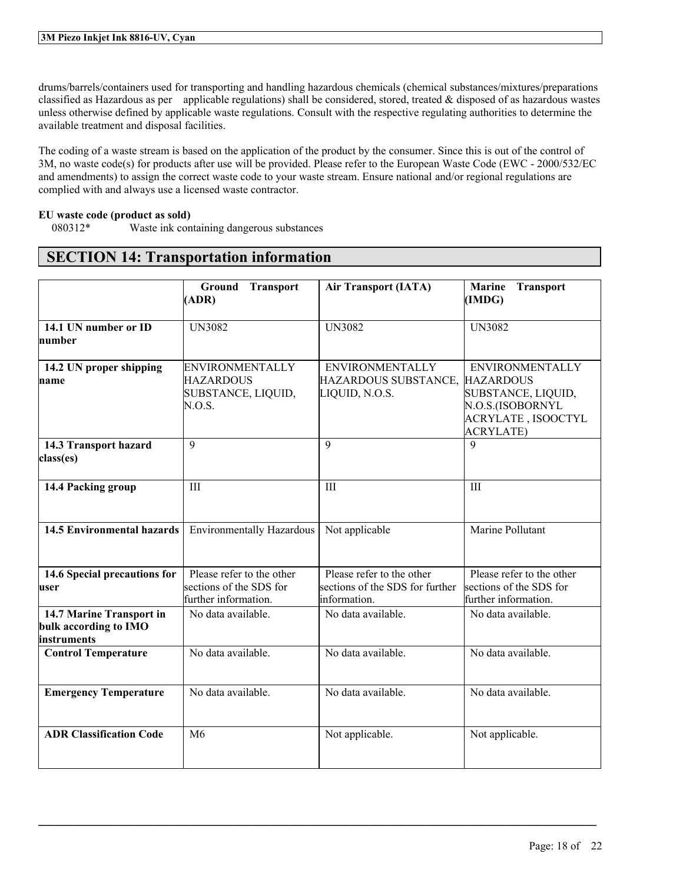drums/barrels/containers used for transporting and handling hazardous chemicals (chemical substances/mixtures/preparations classified as Hazardous as per applicable regulations) shall be considered, stored, treated & disposed of as hazardous wastes unless otherwise defined by applicable waste regulations. Consult with the respective regulating authorities to determine the available treatment and disposal facilities.

The coding of a waste stream is based on the application of the product by the consumer. Since this is out of the control of 3M, no waste code(s) for products after use will be provided. Please refer to the European Waste Code (EWC - 2000/532/EC and amendments) to assign the correct waste code to your waste stream. Ensure national and/or regional regulations are complied with and always use a licensed waste contractor.

**EU waste code (product as sold)**

080312* Waste ink containing dangerous substances

## SECTION 14: Transportation information

| | Ground Transport (ADR) | Air Transport (IATA) | Marine Transport (IMDG) |
|---|---|---|---|
| **14.1 UN number or ID number** | UN3082 | UN3082 | UN3082 |
| **14.2 UN proper shipping name** | ENVIRONMENTALLY HAZARDOUS SUBSTANCE, LIQUID, N.O.S. | ENVIRONMENTALLY HAZARDOUS SUBSTANCE, LIQUID, N.O.S. | ENVIRONMENTALLY HAZARDOUS SUBSTANCE, LIQUID, N.O.S.(ISOBORNYL ACRYLATE , ISOOCTYL ACRYLATE) |
| **14.3 Transport hazard class(es)** | 9 | 9 | 9 |
| **14.4 Packing group** | III | III | III |
| **14.5 Environmental hazards** | Environmentally Hazardous | Not applicable | Marine Pollutant |
| **14.6 Special precautions for user** | Please refer to the other sections of the SDS for further information. | Please refer to the other sections of the SDS for further information. | Please refer to the other sections of the SDS for further information. |
| **14.7 Marine Transport in bulk according to IMO instruments** | No data available. | No data available. | No data available. |
| **Control Temperature** | No data available. | No data available. | No data available. |
| **Emergency Temperature** | No data available. | No data available. | No data available. |
| **ADR Classification Code** | M6 | Not applicable. | Not applicable. |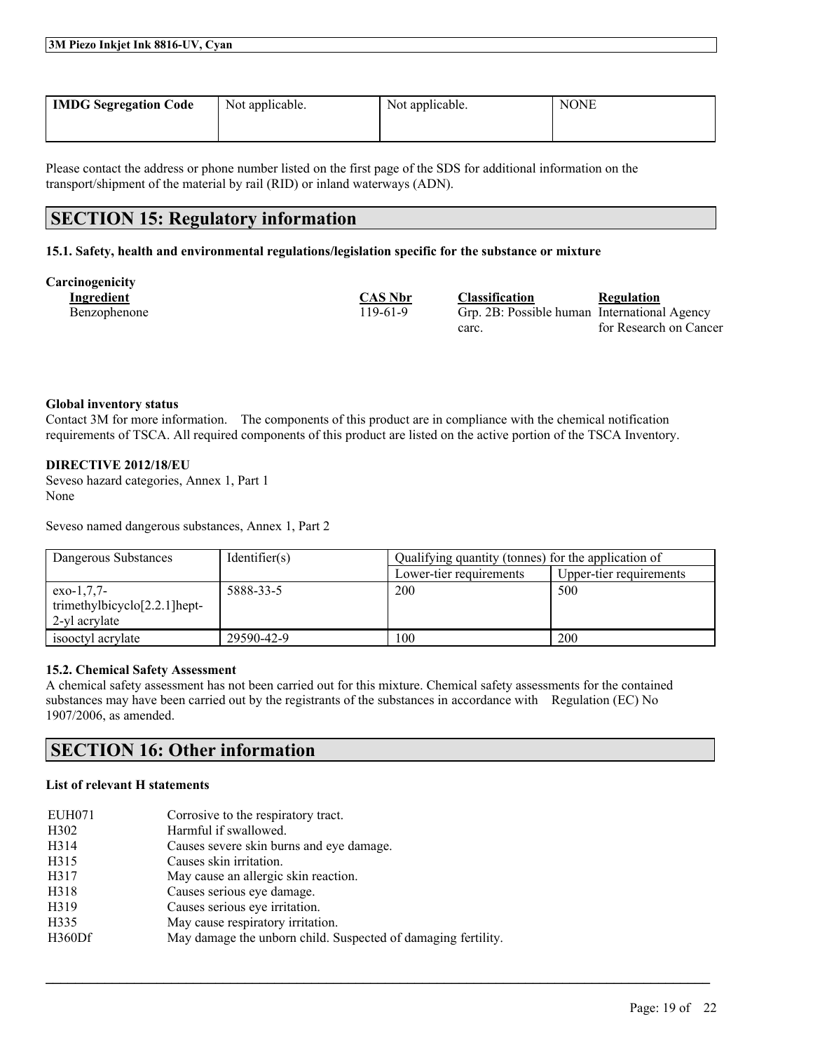| IMDG Segregation Code | Not applicable. | Not applicable. | NONE |
|---|---|---|---|

Please contact the address or phone number listed on the first page of the SDS for additional information on the transport/shipment of the material by rail (RID) or inland waterways (ADN).

## SECTION 15: Regulatory information

### 15.1. Safety, health and environmental regulations/legislation specific for the substance or mixture

**Carcinogenicity**

| Ingredient | CAS Nbr | Classification | Regulation |
|---|---|---|---|
| Benzophenone | 119-61-9 | Grp. 2B: Possible human carc. | International Agency for Research on Cancer |

**Global inventory status**

Contact 3M for more information. The components of this product are in compliance with the chemical notification requirements of TSCA. All required components of this product are listed on the active portion of the TSCA Inventory.

**DIRECTIVE 2012/18/EU**

Seveso hazard categories, Annex 1, Part 1

None

Seveso named dangerous substances, Annex 1, Part 2

| Dangerous Substances | Identifier(s) | Qualifying quantity (tonnes) for the application of | |
|---|---|---|---|
| | | Lower-tier requirements | Upper-tier requirements |
| exo-1,7,7-trimethylbicyclo[2.2.1]hept-2-yl acrylate | 5888-33-5 | 200 | 500 |
| isooctyl acrylate | 29590-42-9 | 100 | 200 |

**15.2. Chemical Safety Assessment**

A chemical safety assessment has not been carried out for this mixture. Chemical safety assessments for the contained substances may have been carried out by the registrants of the substances in accordance with Regulation (EC) No 1907/2006, as amended.

## SECTION 16: Other information

**List of relevant H statements**

| | |
|---|---|
| EUH071 | Corrosive to the respiratory tract. |
| H302 | Harmful if swallowed. |
| H314 | Causes severe skin burns and eye damage. |
| H315 | Causes skin irritation. |
| H317 | May cause an allergic skin reaction. |
| H318 | Causes serious eye damage. |
| H319 | Causes serious eye irritation. |
| H335 | May cause respiratory irritation. |
| H360Df | May damage the unborn child. Suspected of damaging fertility. |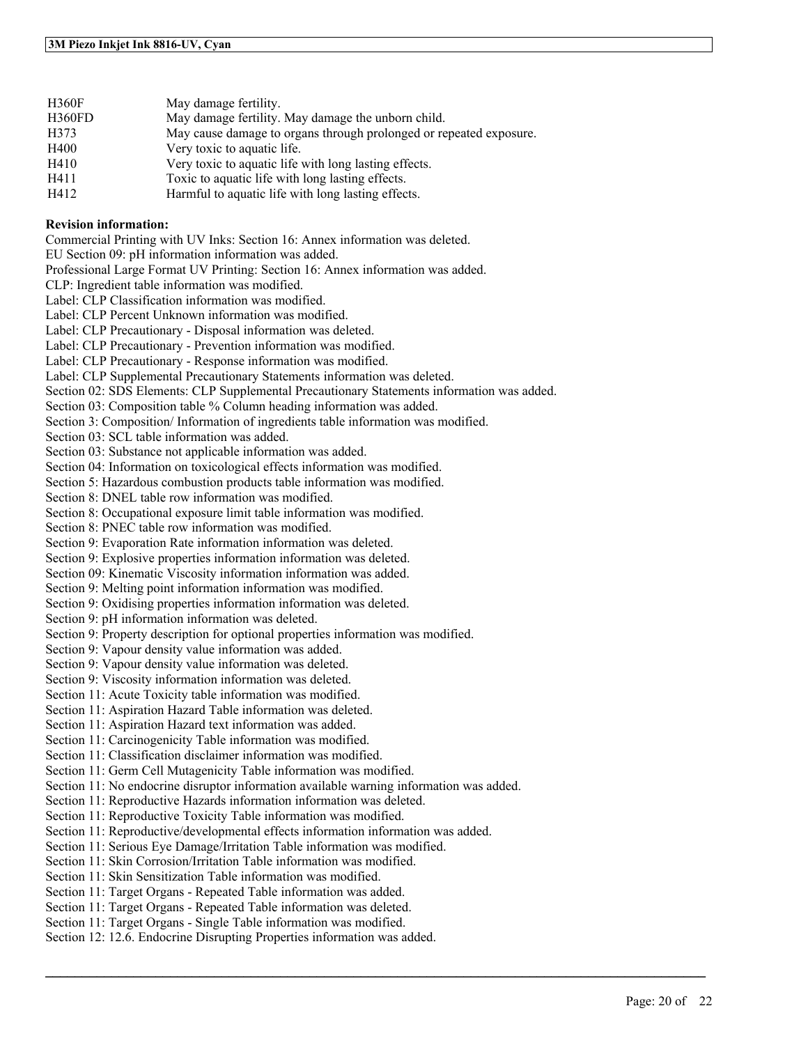| | |
|---|---|
| H360F | May damage fertility. |
| H360FD | May damage fertility. May damage the unborn child. |
| H373 | May cause damage to organs through prolonged or repeated exposure. |
| H400 | Very toxic to aquatic life. |
| H410 | Very toxic to aquatic life with long lasting effects. |
| H411 | Toxic to aquatic life with long lasting effects. |
| H412 | Harmful to aquatic life with long lasting effects. |

**Revision information:**

Commercial Printing with UV Inks: Section 16: Annex information was deleted.
EU Section 09: pH information information was added.
Professional Large Format UV Printing: Section 16: Annex information was added.
CLP: Ingredient table information was modified.
Label: CLP Classification information was modified.
Label: CLP Percent Unknown information was modified.
Label: CLP Precautionary - Disposal information was deleted.
Label: CLP Precautionary - Prevention information was modified.
Label: CLP Precautionary - Response information was modified.
Label: CLP Supplemental Precautionary Statements information was deleted.
Section 02: SDS Elements: CLP Supplemental Precautionary Statements information was added.
Section 03: Composition table % Column heading information was added.
Section 3: Composition/ Information of ingredients table information was modified.
Section 03: SCL table information was added.
Section 03: Substance not applicable information was added.
Section 04: Information on toxicological effects information was modified.
Section 5: Hazardous combustion products table information was modified.
Section 8: DNEL table row information was modified.
Section 8: Occupational exposure limit table information was modified.
Section 8: PNEC table row information was modified.
Section 9: Evaporation Rate information information was deleted.
Section 9: Explosive properties information information was deleted.
Section 09: Kinematic Viscosity information information was added.
Section 9: Melting point information information was modified.
Section 9: Oxidising properties information information was deleted.
Section 9: pH information information was deleted.
Section 9: Property description for optional properties information was modified.
Section 9: Vapour density value information was added.
Section 9: Vapour density value information was deleted.
Section 9: Viscosity information information was deleted.
Section 11: Acute Toxicity table information was modified.
Section 11: Aspiration Hazard Table information was deleted.
Section 11: Aspiration Hazard text information was added.
Section 11: Carcinogenicity Table information was modified.
Section 11: Classification disclaimer information was modified.
Section 11: Germ Cell Mutagenicity Table information was modified.
Section 11: No endocrine disruptor information available warning information was added.
Section 11: Reproductive Hazards information information was deleted.
Section 11: Reproductive Toxicity Table information was modified.
Section 11: Reproductive/developmental effects information information was added.
Section 11: Serious Eye Damage/Irritation Table information was modified.
Section 11: Skin Corrosion/Irritation Table information was modified.
Section 11: Skin Sensitization Table information was modified.
Section 11: Target Organs - Repeated Table information was added.
Section 11: Target Organs - Repeated Table information was deleted.
Section 11: Target Organs - Single Table information was modified.
Section 12: 12.6. Endocrine Disrupting Properties information was added.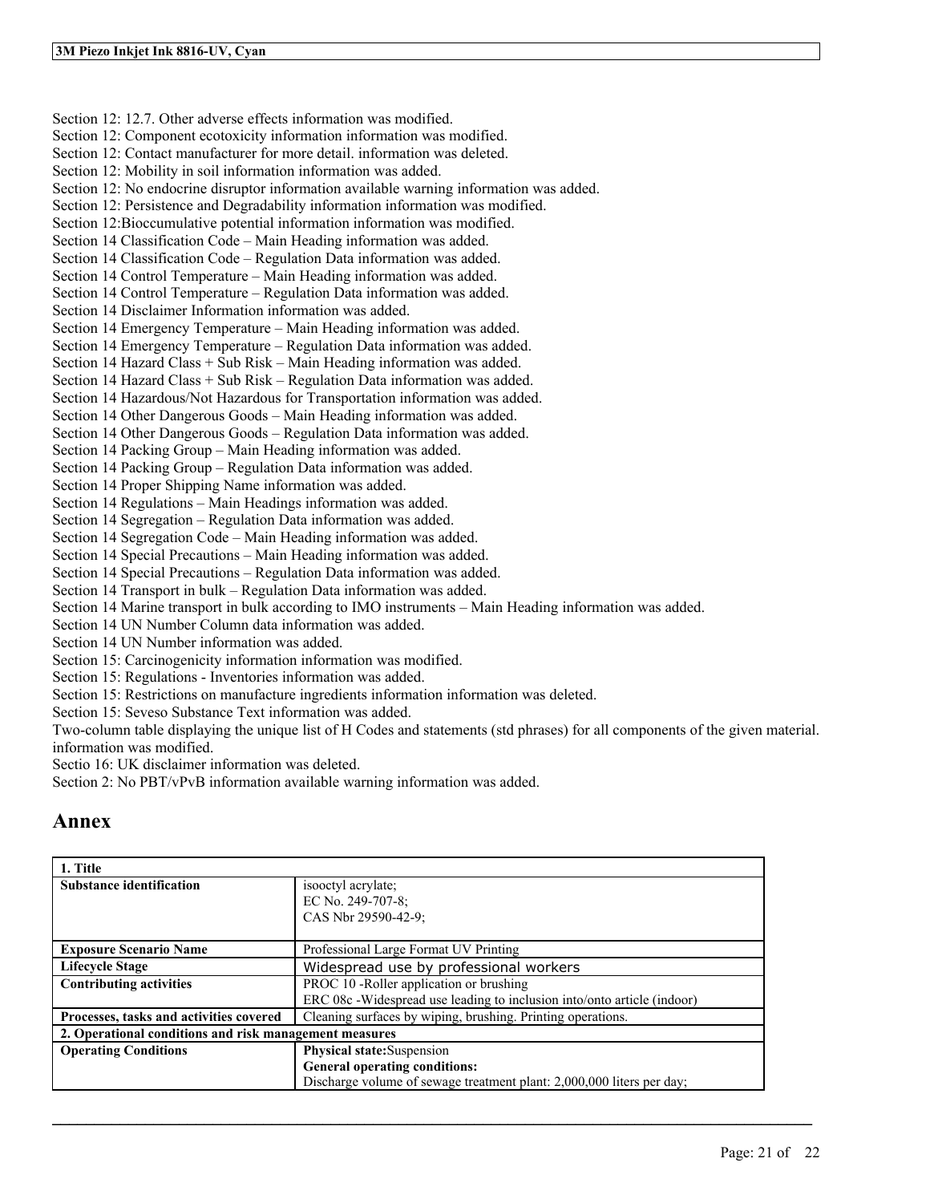Section 12: 12.7. Other adverse effects information was modified.
Section 12: Component ecotoxicity information information was modified.
Section 12: Contact manufacturer for more detail. information was deleted.
Section 12: Mobility in soil information information was added.
Section 12: No endocrine disruptor information available warning information was added.
Section 12: Persistence and Degradability information information was modified.
Section 12:Bioccumulative potential information information was modified.
Section 14 Classification Code – Main Heading information was added.
Section 14 Classification Code – Regulation Data information was added.
Section 14 Control Temperature – Main Heading information was added.
Section 14 Control Temperature – Regulation Data information was added.
Section 14 Disclaimer Information information was added.
Section 14 Emergency Temperature – Main Heading information was added.
Section 14 Emergency Temperature – Regulation Data information was added.
Section 14 Hazard Class + Sub Risk – Main Heading information was added.
Section 14 Hazard Class + Sub Risk – Regulation Data information was added.
Section 14 Hazardous/Not Hazardous for Transportation information was added.
Section 14 Other Dangerous Goods – Main Heading information was added.
Section 14 Other Dangerous Goods – Regulation Data information was added.
Section 14 Packing Group – Main Heading information was added.
Section 14 Packing Group – Regulation Data information was added.
Section 14 Proper Shipping Name information was added.
Section 14 Regulations – Main Headings information was added.
Section 14 Segregation – Regulation Data information was added.
Section 14 Segregation Code – Main Heading information was added.
Section 14 Special Precautions – Main Heading information was added.
Section 14 Special Precautions – Regulation Data information was added.
Section 14 Transport in bulk – Regulation Data information was added.
Section 14 Marine transport in bulk according to IMO instruments – Main Heading information was added.
Section 14 UN Number Column data information was added.
Section 14 UN Number information was added.
Section 15: Carcinogenicity information information was modified.
Section 15: Regulations - Inventories information was added.
Section 15: Restrictions on manufacture ingredients information information was deleted.
Section 15: Seveso Substance Text information was added.
Two-column table displaying the unique list of H Codes and statements (std phrases) for all components of the given material. information was modified.
Sectio 16: UK disclaimer information was deleted.
Section 2: No PBT/vPvB information available warning information was added.

## Annex

| **1. Title** | |
|---|---|
| **Substance identification** | isooctyl acrylate;<br>EC No. 249-707-8;<br>CAS Nbr 29590-42-9; |
| **Exposure Scenario Name** | Professional Large Format UV Printing |
| **Lifecycle Stage** | Widespread use by professional workers |
| **Contributing activities** | PROC 10 -Roller application or brushing<br>ERC 08c -Widespread use leading to inclusion into/onto article (indoor) |
| **Processes, tasks and activities covered** | Cleaning surfaces by wiping, brushing. Printing operations. |
| **2. Operational conditions and risk management measures** | |
| **Operating Conditions** | **Physical state:**Suspension<br>**General operating conditions:**<br>Discharge volume of sewage treatment plant: 2,000,000 liters per day; |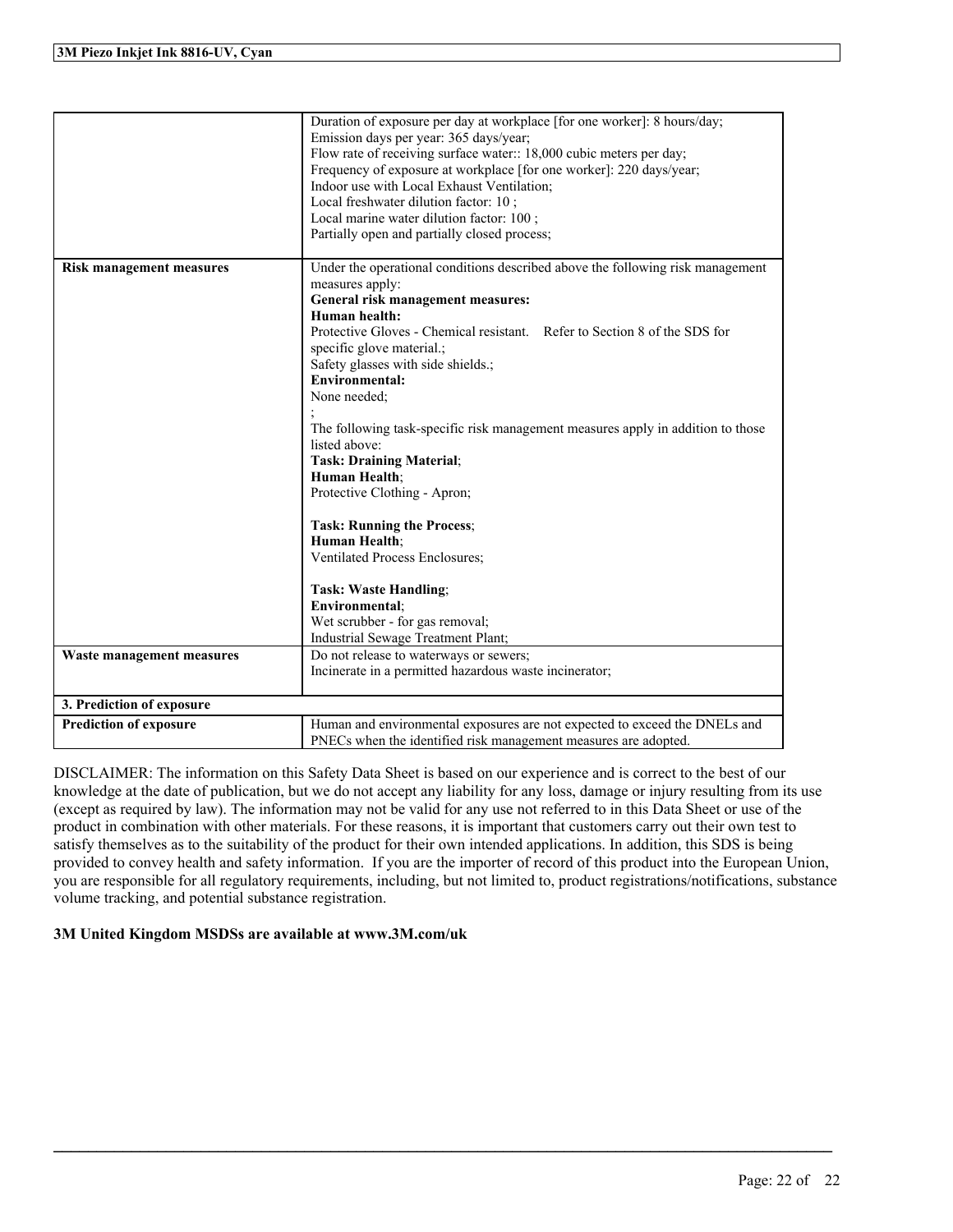| | |
|---|---|
| | Duration of exposure per day at workplace [for one worker]: 8 hours/day;<br>Emission days per year: 365 days/year;<br>Flow rate of receiving surface water:: 18,000 cubic meters per day;<br>Frequency of exposure at workplace [for one worker]: 220 days/year;<br>Indoor use with Local Exhaust Ventilation;<br>Local freshwater dilution factor: 10 ;<br>Local marine water dilution factor: 100 ;<br>Partially open and partially closed process; |
| **Risk management measures** | Under the operational conditions described above the following risk management measures apply:<br>**General risk management measures:**<br>**Human health:**<br>Protective Gloves - Chemical resistant. Refer to Section 8 of the SDS for specific glove material.;<br>Safety glasses with side shields.;<br>**Environmental:**<br>None needed;<br>;<br>The following task-specific risk management measures apply in addition to those listed above:<br>**Task: Draining Material**;<br>**Human Health**;<br>Protective Clothing - Apron;<br><br>**Task: Running the Process**;<br>**Human Health**;<br>Ventilated Process Enclosures;<br><br>**Task: Waste Handling**;<br>**Environmental**;<br>Wet scrubber - for gas removal;<br>Industrial Sewage Treatment Plant; |
| **Waste management measures** | Do not release to waterways or sewers;<br>Incinerate in a permitted hazardous waste incinerator; |
| **3. Prediction of exposure** | |
| **Prediction of exposure** | Human and environmental exposures are not expected to exceed the DNELs and PNECs when the identified risk management measures are adopted. |

DISCLAIMER: The information on this Safety Data Sheet is based on our experience and is correct to the best of our knowledge at the date of publication, but we do not accept any liability for any loss, damage or injury resulting from its use (except as required by law). The information may not be valid for any use not referred to in this Data Sheet or use of the product in combination with other materials. For these reasons, it is important that customers carry out their own test to satisfy themselves as to the suitability of the product for their own intended applications. In addition, this SDS is being provided to convey health and safety information. If you are the importer of record of this product into the European Union, you are responsible for all regulatory requirements, including, but not limited to, product registrations/notifications, substance volume tracking, and potential substance registration.

**3M United Kingdom MSDSs are available at www.3M.com/uk**